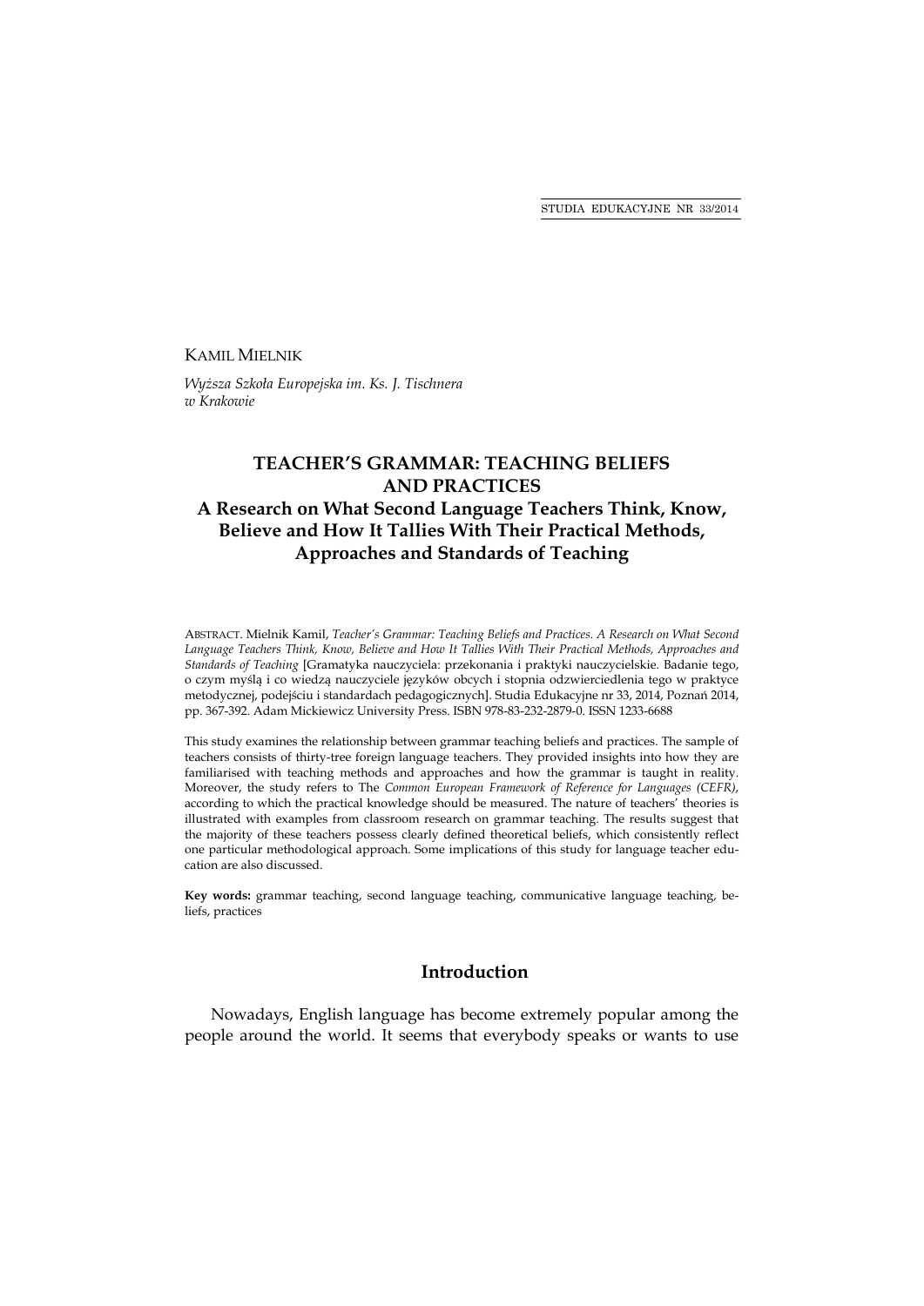KAMIL MIELNIK

*Wyższa Szkoła Europejska im. Ks. J. Tischnera w Krakowie*

# TEACHER'S GRAMMAR: TEACHING BELIEFS AND PRACTICES

## A Research on What Second Language Teachers Think, Know, Believe and How It Tallies With Their Practical Methods, Approaches and Standards of Teaching

ABSTRACT. Mielnik Kamil, *Teacher's Grammar: Teaching Beliefs and Practices. A Research on What Second Language Teachers Think, Know, Believe and How It Tallies With Their Practical Methods, Approaches and Standards of Teaching* [Gramatyka nauczyciela: przekonania i praktyki nauczycielskie. Badanie tego, o czym myślą i co wiedzą nauczyciele języków obcych i stopnia odzwierciedlenia tego w praktyce metodycznej, podejściu i standardach pedagogicznych]. Studia Edukacyjne nr 33, 2014, Poznań 2014, pp. 367-392. Adam Mickiewicz University Press. ISBN 978-83-232-2879-0. ISSN 1233-6688

This study examines the relationship between grammar teaching beliefs and practices. The sample of teachers consists of thirty-tree foreign language teachers. They provided insights into how they are familiarised with teaching methods and approaches and how the grammar is taught in reality. Moreover, the study refers to The *Common European Framework of Reference for Languages (CEFR)*, according to which the practical knowledge should be measured. The nature of teachers' theories is illustrated with examples from classroom research on grammar teaching. The results suggest that the majority of these teachers possess clearly defined theoretical beliefs, which consistently reflect one particular methodological approach. Some implications of this study for language teacher education are also discussed.

**Key words:** grammar teaching, second language teaching, communicative language teaching, beliefs, practices

## Introduction

Nowadays, English language has become extremely popular among the people around the world. It seems that everybody speaks or wants to use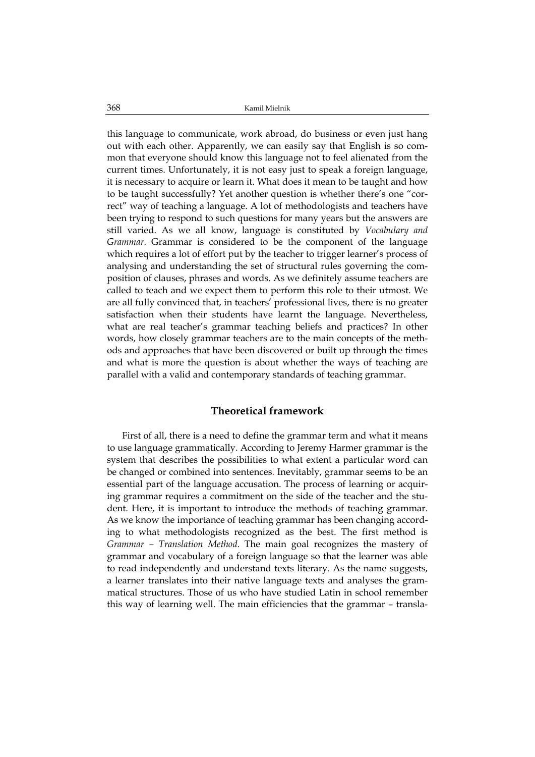this language to communicate, work abroad, do business or even just hang out with each other. Apparently, we can easily say that English is so common that everyone should know this language not to feel alienated from the current times. Unfortunately, it is not easy just to speak a foreign language, it is necessary to acquire or learn it. What does it mean to be taught and how to be taught successfully? Yet another question is whether there's one "correct" way of teaching a language. A lot of methodologists and teachers have been trying to respond to such questions for many years but the answers are still varied. As we all know, language is constituted by *Vocabulary and Grammar.* Grammar is considered to be the component of the language which requires a lot of effort put by the teacher to trigger learner's process of analysing and understanding the set of structural rules governing the composition of clauses, phrases and words. As we definitely assume teachers are called to teach and we expect them to perform this role to their utmost. We are all fully convinced that, in teachers' professional lives, there is no greater satisfaction when their students have learnt the language. Nevertheless, what are real teacher's grammar teaching beliefs and practices? In other words, how closely grammar teachers are to the main concepts of the methods and approaches that have been discovered or built up through the times and what is more the question is about whether the ways of teaching are parallel with a valid and contemporary standards of teaching grammar.

## Theoretical framework

First of all, there is a need to define the grammar term and what it means to use language grammatically. According to Jeremy Harmer grammar is the system that describes the possibilities to what extent a particular word can be changed or combined into sentences. Inevitably, grammar seems to be an essential part of the language accusation. The process of learning or acquiring grammar requires a commitment on the side of the teacher and the student. Here, it is important to introduce the methods of teaching grammar. As we know the importance of teaching grammar has been changing according to what methodologists recognized as the best. The first method is *Grammar – Translation Method*. The main goal recognizes the mastery of grammar and vocabulary of a foreign language so that the learner was able to read independently and understand texts literary. As the name suggests, a learner translates into their native language texts and analyses the grammatical structures. Those of us who have studied Latin in school remember this way of learning well. The main efficiencies that the grammar – transla-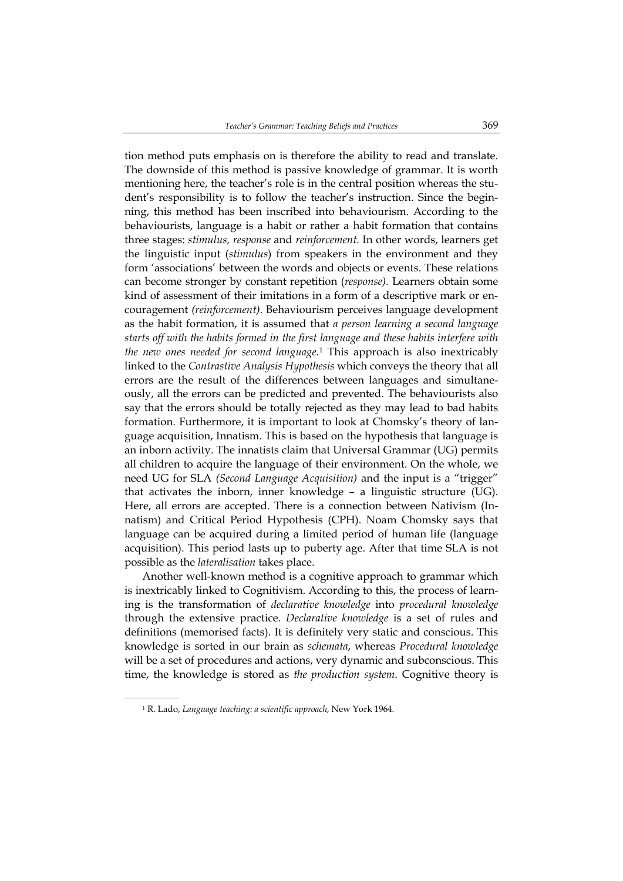tion method puts emphasis on is therefore the ability to read and translate. The downside of this method is passive knowledge of grammar. It is worth mentioning here, the teacher's role is in the central position whereas the student's responsibility is to follow the teacher's instruction. Since the beginning, this method has been inscribed into behaviourism. According to the behaviourists, language is a habit or rather a habit formation that contains three stages: *stimulus, response* and *reinforcement.* In other words, learners get the linguistic input (*stimulus*) from speakers in the environment and they form 'associations' between the words and objects or events. These relations can become stronger by constant repetition (*response).* Learners obtain some kind of assessment of their imitations in a form of a descriptive mark or encouragement *(reinforcement).* Behaviourism perceives language development as the habit formation, it is assumed that *a person learning a second language starts off with the habits formed in the first language and these habits interfere with the new ones needed for second language.*[1] This approach is also inextricably linked to the *Contrastive Analysis Hypothesis* which conveys the theory that all errors are the result of the differences between languages and simultaneously, all the errors can be predicted and prevented. The behaviourists also say that the errors should be totally rejected as they may lead to bad habits formation. Furthermore, it is important to look at Chomsky's theory of language acquisition, Innatism. This is based on the hypothesis that language is an inborn activity. The innatists claim that Universal Grammar (UG) permits all children to acquire the language of their environment. On the whole, we need UG for SLA *(Second Language Acquisition)* and the input is a "trigger" that activates the inborn, inner knowledge – a linguistic structure (UG). Here, all errors are accepted. There is a connection between Nativism (Innatism) and Critical Period Hypothesis (CPH). Noam Chomsky says that language can be acquired during a limited period of human life (language acquisition). This period lasts up to puberty age. After that time SLA is not possible as the *lateralisation* takes place.

Another well-known method is a cognitive approach to grammar which is inextricably linked to Cognitivism. According to this, the process of learning is the transformation of *declarative knowledge* into *procedural knowledge* through the extensive practice. *Declarative knowledge* is a set of rules and definitions (memorised facts). It is definitely very static and conscious. This knowledge is sorted in our brain as *schemata*, whereas *Procedural knowledge* will be a set of procedures and actions, very dynamic and subconscious. This time, the knowledge is stored as *the production system*. Cognitive theory is

---

[1] R. Lado, *Language teaching: a scientific approach*, New York 1964.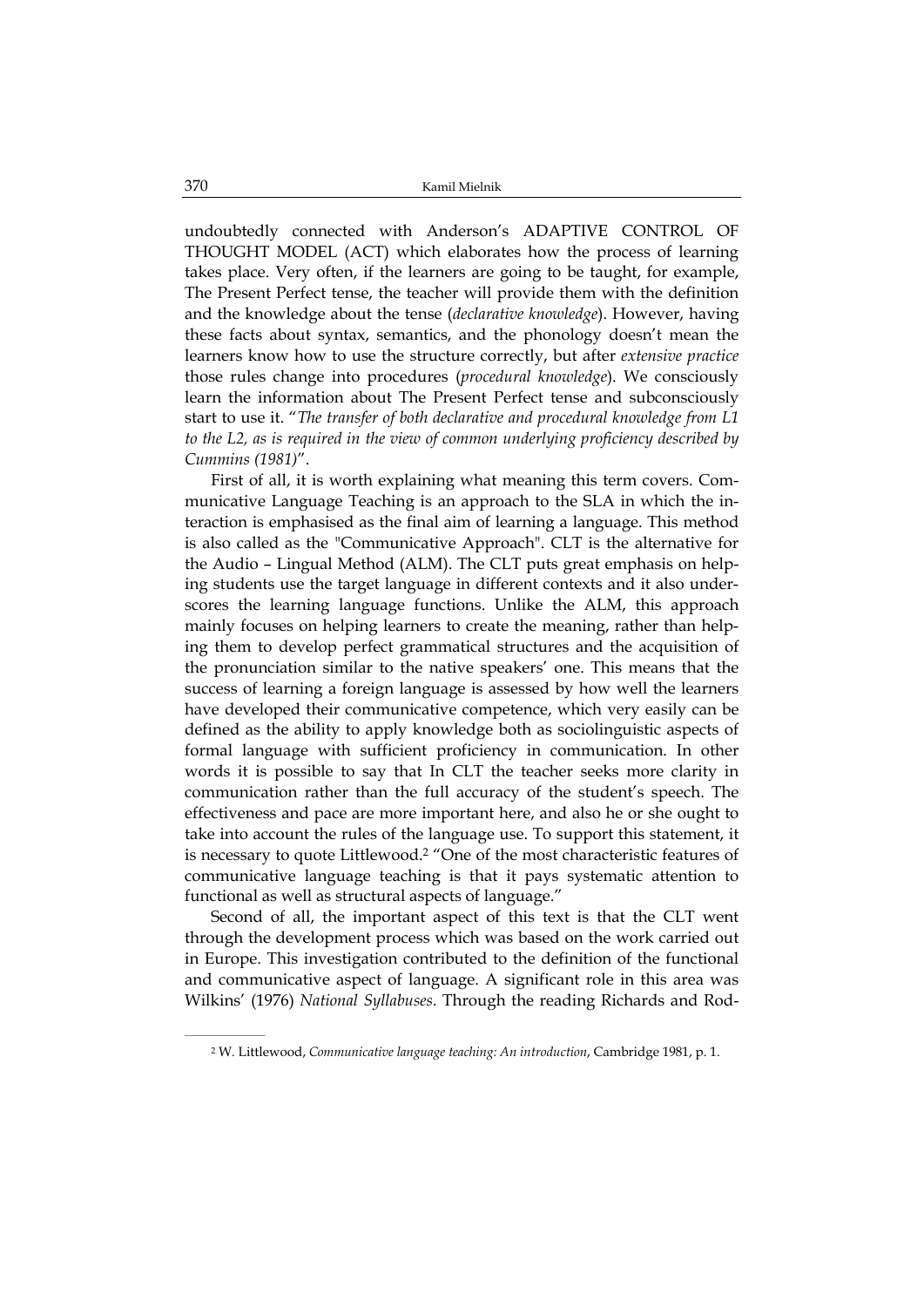undoubtedly connected with Anderson's ADAPTIVE CONTROL OF THOUGHT MODEL (ACT) which elaborates how the process of learning takes place. Very often, if the learners are going to be taught, for example, The Present Perfect tense, the teacher will provide them with the definition and the knowledge about the tense (*declarative knowledge*). However, having these facts about syntax, semantics, and the phonology doesn't mean the learners know how to use the structure correctly, but after *extensive practice* those rules change into procedures (*procedural knowledge*). We consciously learn the information about The Present Perfect tense and subconsciously start to use it. "*The transfer of both declarative and procedural knowledge from L1 to the L2, as is required in the view of common underlying proficiency described by Cummins (1981)*".

First of all, it is worth explaining what meaning this term covers. Communicative Language Teaching is an approach to the SLA in which the interaction is emphasised as the final aim of learning a language. This method is also called as the "Communicative Approach". CLT is the alternative for the Audio – Lingual Method (ALM). The CLT puts great emphasis on helping students use the target language in different contexts and it also underscores the learning language functions. Unlike the ALM, this approach mainly focuses on helping learners to create the meaning, rather than helping them to develop perfect grammatical structures and the acquisition of the pronunciation similar to the native speakers' one. This means that the success of learning a foreign language is assessed by how well the learners have developed their communicative competence, which very easily can be defined as the ability to apply knowledge both as sociolinguistic aspects of formal language with sufficient proficiency in communication. In other words it is possible to say that In CLT the teacher seeks more clarity in communication rather than the full accuracy of the student's speech. The effectiveness and pace are more important here, and also he or she ought to take into account the rules of the language use. To support this statement, it is necessary to quote Littlewood.[2] "One of the most characteristic features of communicative language teaching is that it pays systematic attention to functional as well as structural aspects of language."

Second of all, the important aspect of this text is that the CLT went through the development process which was based on the work carried out in Europe. This investigation contributed to the definition of the functional and communicative aspect of language. A significant role in this area was Wilkins' (1976) *National Syllabuses*. Through the reading Richards and Rod-

---

[2] W. Littlewood, *Communicative language teaching: An introduction*, Cambridge 1981, p. 1.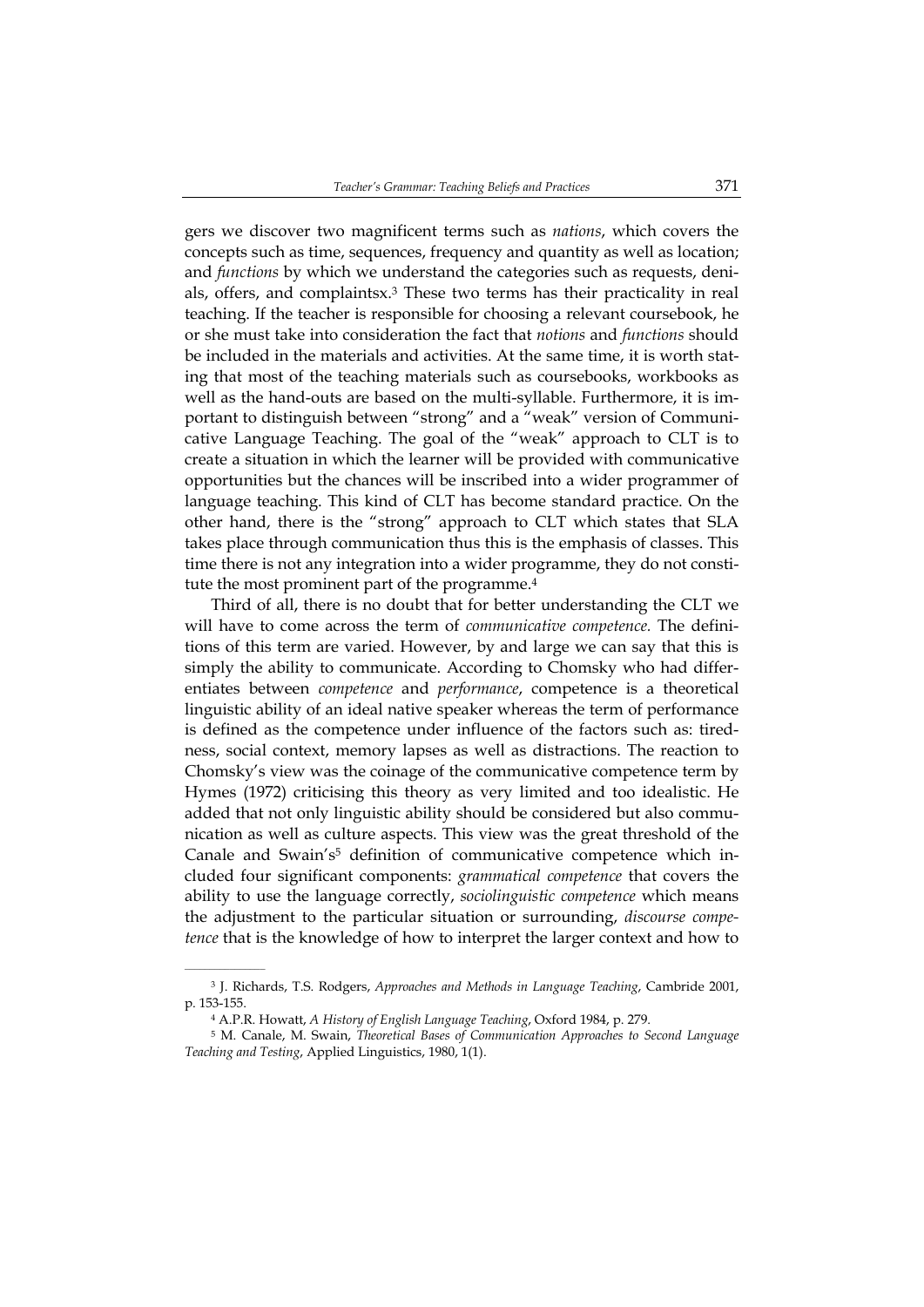gers we discover two magnificent terms such as *nations*, which covers the concepts such as time, sequences, frequency and quantity as well as location; and *functions* by which we understand the categories such as requests, denials, offers, and complaintsx.[3] These two terms has their practicality in real teaching. If the teacher is responsible for choosing a relevant coursebook, he or she must take into consideration the fact that *notions* and *functions* should be included in the materials and activities. At the same time, it is worth stating that most of the teaching materials such as coursebooks, workbooks as well as the hand-outs are based on the multi-syllable. Furthermore, it is important to distinguish between "strong" and a "weak" version of Communicative Language Teaching. The goal of the "weak" approach to CLT is to create a situation in which the learner will be provided with communicative opportunities but the chances will be inscribed into a wider programmer of language teaching. This kind of CLT has become standard practice. On the other hand, there is the "strong" approach to CLT which states that SLA takes place through communication thus this is the emphasis of classes. This time there is not any integration into a wider programme, they do not constitute the most prominent part of the programme.[4]

Third of all, there is no doubt that for better understanding the CLT we will have to come across the term of *communicative competence.* The definitions of this term are varied. However, by and large we can say that this is simply the ability to communicate. According to Chomsky who had differentiates between *competence* and *performance*, competence is a theoretical linguistic ability of an ideal native speaker whereas the term of performance is defined as the competence under influence of the factors such as: tiredness, social context, memory lapses as well as distractions. The reaction to Chomsky's view was the coinage of the communicative competence term by Hymes (1972) criticising this theory as very limited and too idealistic. He added that not only linguistic ability should be considered but also communication as well as culture aspects. This view was the great threshold of the Canale and Swain's[5] definition of communicative competence which included four significant components: *grammatical competence* that covers the ability to use the language correctly, *sociolinguistic competence* which means the adjustment to the particular situation or surrounding, *discourse competence* that is the knowledge of how to interpret the larger context and how to

---

[3] J. Richards, T.S. Rodgers, *Approaches and Methods in Language Teaching*, Cambride 2001, p. 153-155.

[4] A.P.R. Howatt, *A History of English Language Teaching*, Oxford 1984, p. 279.

[5] M. Canale, M. Swain, *Theoretical Bases of Communication Approaches to Second Language Teaching and Testing*, Applied Linguistics, 1980, 1(1).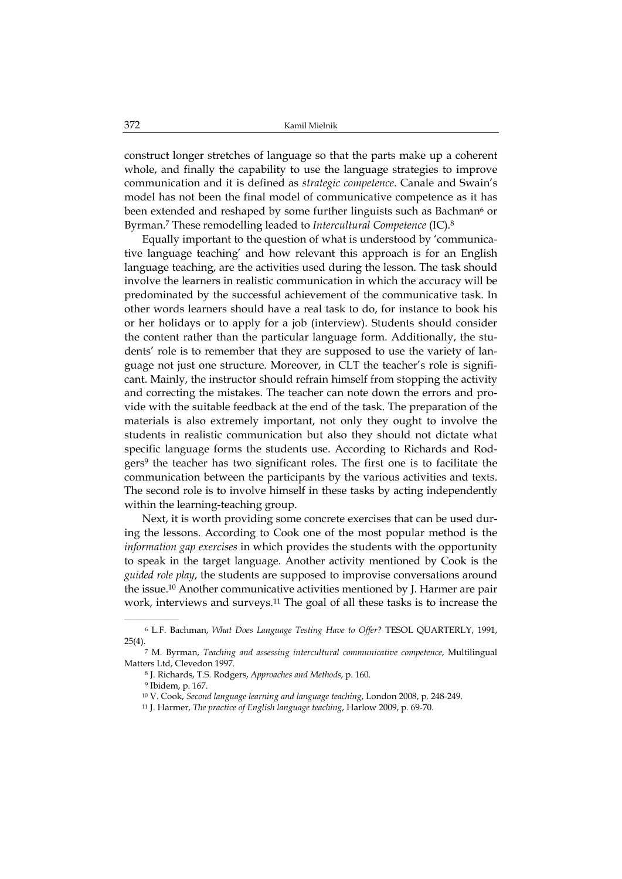construct longer stretches of language so that the parts make up a coherent whole, and finally the capability to use the language strategies to improve communication and it is defined as *strategic competence*. Canale and Swain's model has not been the final model of communicative competence as it has been extended and reshaped by some further linguists such as Bachman[6] or Byrman.[7] These remodelling leaded to *Intercultural Competence* (IC).[8]

Equally important to the question of what is understood by 'communicative language teaching' and how relevant this approach is for an English language teaching, are the activities used during the lesson. The task should involve the learners in realistic communication in which the accuracy will be predominated by the successful achievement of the communicative task. In other words learners should have a real task to do, for instance to book his or her holidays or to apply for a job (interview). Students should consider the content rather than the particular language form. Additionally, the students' role is to remember that they are supposed to use the variety of language not just one structure. Moreover, in CLT the teacher's role is significant. Mainly, the instructor should refrain himself from stopping the activity and correcting the mistakes. The teacher can note down the errors and provide with the suitable feedback at the end of the task. The preparation of the materials is also extremely important, not only they ought to involve the students in realistic communication but also they should not dictate what specific language forms the students use. According to Richards and Rodgers[9] the teacher has two significant roles. The first one is to facilitate the communication between the participants by the various activities and texts. The second role is to involve himself in these tasks by acting independently within the learning-teaching group.

Next, it is worth providing some concrete exercises that can be used during the lessons. According to Cook one of the most popular method is the *information gap exercises* in which provides the students with the opportunity to speak in the target language. Another activity mentioned by Cook is the *guided role play*, the students are supposed to improvise conversations around the issue.[10] Another communicative activities mentioned by J. Harmer are pair work, interviews and surveys.[11] The goal of all these tasks is to increase the

---

[6] L.F. Bachman, *What Does Language Testing Have to Offer?* TESOL QUARTERLY, 1991, 25(4).

[7] M. Byrman, *Teaching and assessing intercultural communicative competence*, Multilingual Matters Ltd, Clevedon 1997.

[8] J. Richards, T.S. Rodgers, *Approaches and Methods*, p. 160.

[9] Ibidem, p. 167.

[10] V. Cook, *Second language learning and language teaching*, London 2008, p. 248-249.

[11] J. Harmer, *The practice of English language teaching*, Harlow 2009, p. 69-70.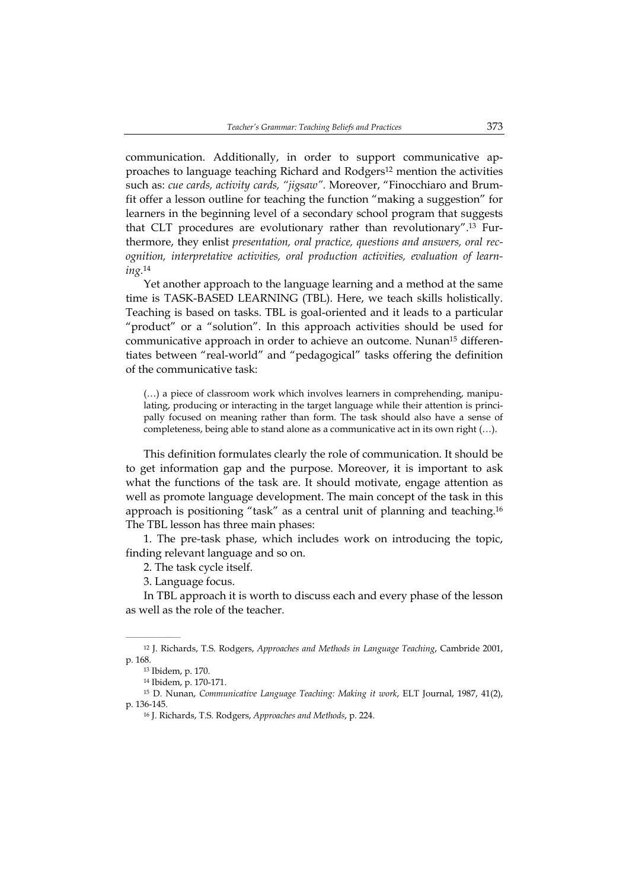communication. Additionally, in order to support communicative approaches to language teaching Richard and Rodgers[12] mention the activities such as: *cue cards, activity cards, "jigsaw"*. Moreover, "Finocchiaro and Brumfit offer a lesson outline for teaching the function "making a suggestion" for learners in the beginning level of a secondary school program that suggests that CLT procedures are evolutionary rather than revolutionary".[13] Furthermore, they enlist *presentation, oral practice, questions and answers, oral recognition, interpretative activities, oral production activities, evaluation of learning*.[14]

Yet another approach to the language learning and a method at the same time is TASK-BASED LEARNING (TBL). Here, we teach skills holistically. Teaching is based on tasks. TBL is goal-oriented and it leads to a particular "product" or a "solution". In this approach activities should be used for communicative approach in order to achieve an outcome. Nunan[15] differentiates between "real-world" and "pedagogical" tasks offering the definition of the communicative task:

> (…) a piece of classroom work which involves learners in comprehending, manipulating, producing or interacting in the target language while their attention is principally focused on meaning rather than form. The task should also have a sense of completeness, being able to stand alone as a communicative act in its own right (…).

This definition formulates clearly the role of communication. It should be to get information gap and the purpose. Moreover, it is important to ask what the functions of the task are. It should motivate, engage attention as well as promote language development. The main concept of the task in this approach is positioning "task" as a central unit of planning and teaching.[16] The TBL lesson has three main phases:

1. The pre-task phase, which includes work on introducing the topic, finding relevant language and so on.
2. The task cycle itself.
3. Language focus.

In TBL approach it is worth to discuss each and every phase of the lesson as well as the role of the teacher.

---

[12] J. Richards, T.S. Rodgers, *Approaches and Methods in Language Teaching*, Cambride 2001, p. 168.

[13] Ibidem, p. 170.

[14] Ibidem, p. 170-171.

[15] D. Nunan, *Communicative Language Teaching: Making it work*, ELT Journal, 1987, 41(2), p. 136-145.

[16] J. Richards, T.S. Rodgers, *Approaches and Methods*, p. 224.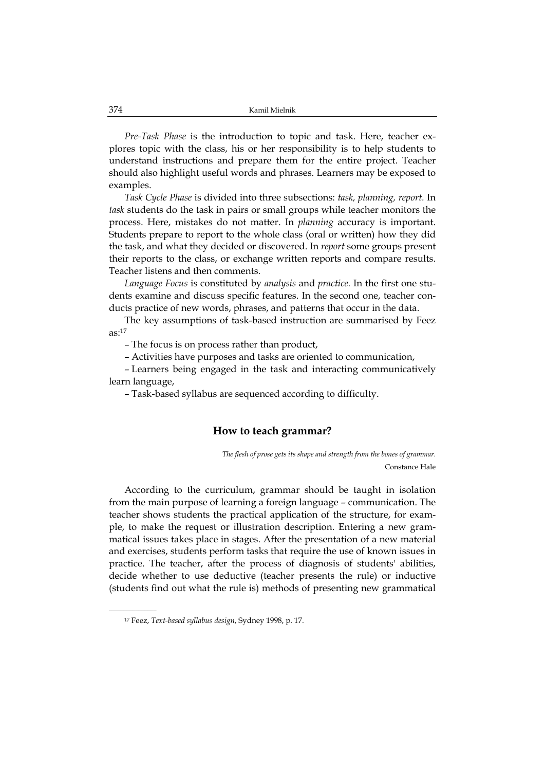*Pre-Task Phase* is the introduction to topic and task. Here, teacher explores topic with the class, his or her responsibility is to help students to understand instructions and prepare them for the entire project. Teacher should also highlight useful words and phrases. Learners may be exposed to examples.

*Task Cycle Phase* is divided into three subsections: *task, planning, report.* In *task* students do the task in pairs or small groups while teacher monitors the process. Here, mistakes do not matter. In *planning* accuracy is important. Students prepare to report to the whole class (oral or written) how they did the task, and what they decided or discovered. In *report* some groups present their reports to the class, or exchange written reports and compare results. Teacher listens and then comments.

*Language Focus* is constituted by *analysis* and *practice.* In the first one students examine and discuss specific features. In the second one, teacher conducts practice of new words, phrases, and patterns that occur in the data.

The key assumptions of task-based instruction are summarised by Feez as:[17]

– The focus is on process rather than product,

– Activities have purposes and tasks are oriented to communication,

– Learners being engaged in the task and interacting communicatively learn language,

– Task-based syllabus are sequenced according to difficulty.

## How to teach grammar?

*The flesh of prose gets its shape and strength from the bones of grammar.*
Constance Hale

According to the curriculum, grammar should be taught in isolation from the main purpose of learning a foreign language – communication. The teacher shows students the practical application of the structure, for example, to make the request or illustration description. Entering a new grammatical issues takes place in stages. After the presentation of a new material and exercises, students perform tasks that require the use of known issues in practice. The teacher, after the process of diagnosis of students' abilities, decide whether to use deductive (teacher presents the rule) or inductive (students find out what the rule is) methods of presenting new grammatical

---

[17] Feez, *Text-based syllabus design*, Sydney 1998, p. 17.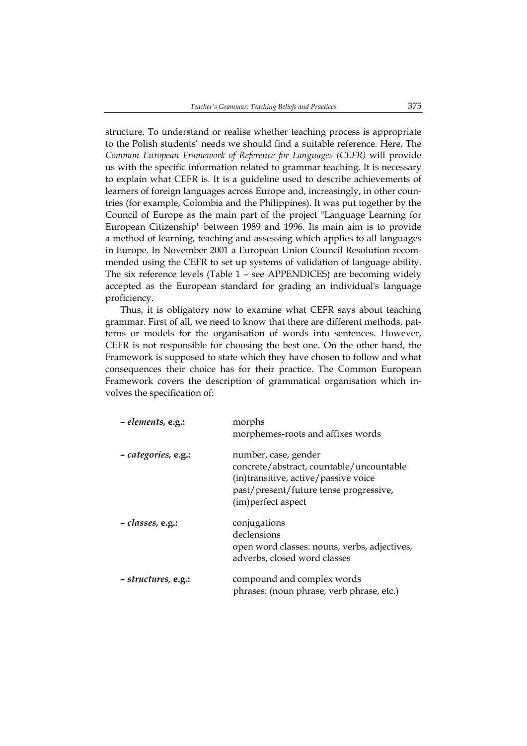structure. To understand or realise whether teaching process is appropriate to the Polish students' needs we should find a suitable reference. Here, The *Common European Framework of Reference for Languages (CEFR)* will provide us with the specific information related to grammar teaching. It is necessary to explain what CEFR is. It is a guideline used to describe achievements of learners of foreign languages across Europe and, increasingly, in other countries (for example, Colombia and the Philippines). It was put together by the Council of Europe as the main part of the project "Language Learning for European Citizenship" between 1989 and 1996. Its main aim is to provide a method of learning, teaching and assessing which applies to all languages in Europe. In November 2001 a European Union Council Resolution recommended using the CEFR to set up systems of validation of language ability. The six reference levels (Table 1 – see APPENDICES) are becoming widely accepted as the European standard for grading an individual's language proficiency.

Thus, it is obligatory now to examine what CEFR says about teaching grammar. First of all, we need to know that there are different methods, patterns or models for the organisation of words into sentences. However, CEFR is not responsible for choosing the best one. On the other hand, the Framework is supposed to state which they have chosen to follow and what consequences their choice has for their practice. The Common European Framework covers the description of grammatical organisation which involves the specification of:

| | |
|---|---|
| – ***elements*, e.g.:** | morphs<br>morphemes-roots and affixes words |
| – ***categories*, e.g.:** | number, case, gender<br>concrete/abstract, countable/uncountable<br>(in)transitive, active/passive voice<br>past/present/future tense progressive,<br>(im)perfect aspect |
| – ***classes*, e.g.:** | conjugations<br>declensions<br>open word classes: nouns, verbs, adjectives, adverbs, closed word classes |
| – ***structures*, e.g.:** | compound and complex words<br>phrases: (noun phrase, verb phrase, etc.) |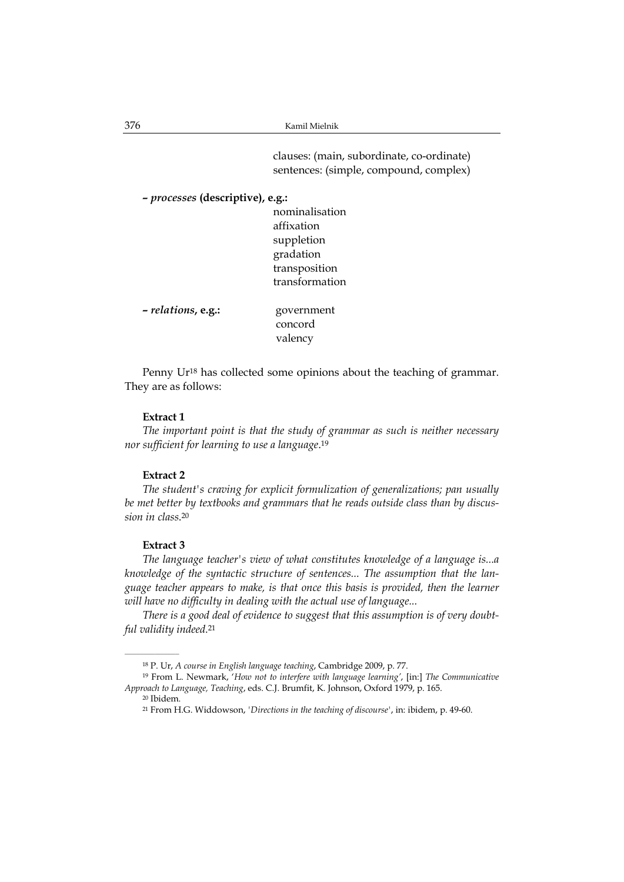clauses: (main, subordinate, co-ordinate)
sentences: (simple, compound, complex)

**– *processes* (descriptive), e.g.:**

nominalisation
affixation
suppletion
gradation
transposition
transformation

**– *relations*, e.g.:**

government
concord
valency

Penny Ur[18] has collected some opinions about the teaching of grammar. They are as follows:

**Extract 1**

*The important point is that the study of grammar as such is neither necessary nor sufficient for learning to use a language*.[19]

**Extract 2**

*The student's craving for explicit formulization of generalizations; pan usually be met better by textbooks and grammars that he reads outside class than by discussion in class*.[20]

**Extract 3**

*The language teacher's view of what constitutes knowledge of a language is...a knowledge of the syntactic structure of sentences... The assumption that the language teacher appears to make, is that once this basis is provided, then the learner will have no difficulty in dealing with the actual use of language...*

*There is a good deal of evidence to suggest that this assumption is of very doubtful validity indeed*.[21]

---

[18] P. Ur, *A course in English language teaching*, Cambridge 2009, p. 77.

[19] From L. Newmark, *'How not to interfere with language learning'*, [in:] *The Communicative Approach to Language, Teaching*, eds. C.J. Brumfit, K. Johnson, Oxford 1979, p. 165.

[20] Ibidem.

[21] From H.G. Widdowson, '*Directions in the teaching of discourse*', in: ibidem, p. 49-60.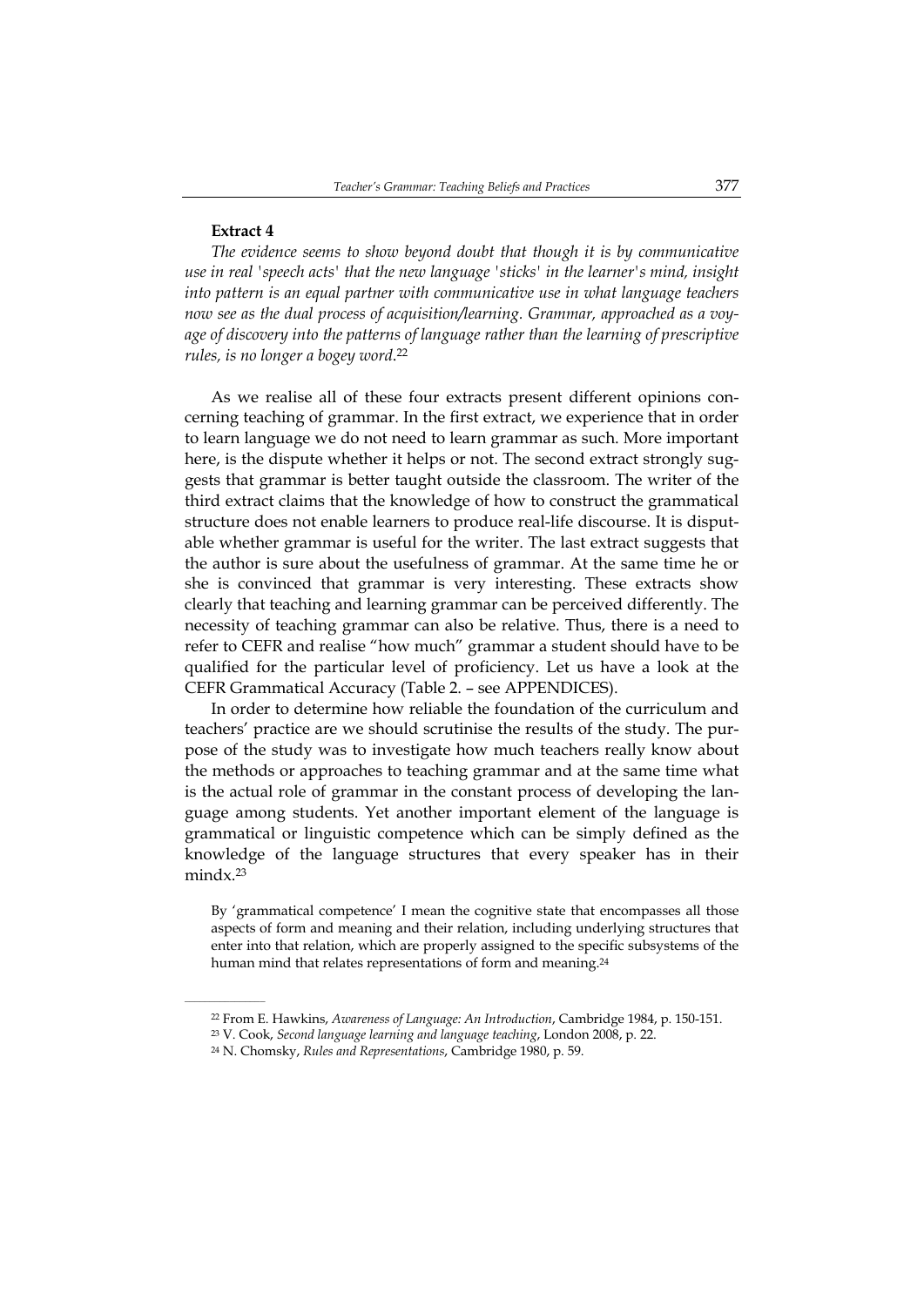**Extract 4**

*The evidence seems to show beyond doubt that though it is by communicative use in real 'speech acts' that the new language 'sticks' in the learner's mind, insight into pattern is an equal partner with communicative use in what language teachers now see as the dual process of acquisition/learning. Grammar, approached as a voyage of discovery into the patterns of language rather than the learning of prescriptive rules, is no longer a bogey word.*[22]

As we realise all of these four extracts present different opinions concerning teaching of grammar. In the first extract, we experience that in order to learn language we do not need to learn grammar as such. More important here, is the dispute whether it helps or not. The second extract strongly suggests that grammar is better taught outside the classroom. The writer of the third extract claims that the knowledge of how to construct the grammatical structure does not enable learners to produce real-life discourse. It is disputable whether grammar is useful for the writer. The last extract suggests that the author is sure about the usefulness of grammar. At the same time he or she is convinced that grammar is very interesting. These extracts show clearly that teaching and learning grammar can be perceived differently. The necessity of teaching grammar can also be relative. Thus, there is a need to refer to CEFR and realise "how much" grammar a student should have to be qualified for the particular level of proficiency. Let us have a look at the CEFR Grammatical Accuracy (Table 2. – see APPENDICES).

In order to determine how reliable the foundation of the curriculum and teachers' practice are we should scrutinise the results of the study. The purpose of the study was to investigate how much teachers really know about the methods or approaches to teaching grammar and at the same time what is the actual role of grammar in the constant process of developing the language among students. Yet another important element of the language is grammatical or linguistic competence which can be simply defined as the knowledge of the language structures that every speaker has in their mindx.[23]

> By 'grammatical competence' I mean the cognitive state that encompasses all those aspects of form and meaning and their relation, including underlying structures that enter into that relation, which are properly assigned to the specific subsystems of the human mind that relates representations of form and meaning.[24]

---

[22] From E. Hawkins, *Awareness of Language: An Introduction*, Cambridge 1984, p. 150-151.

[23] V. Cook, *Second language learning and language teaching*, London 2008, p. 22.

[24] N. Chomsky, *Rules and Representations*, Cambridge 1980, p. 59.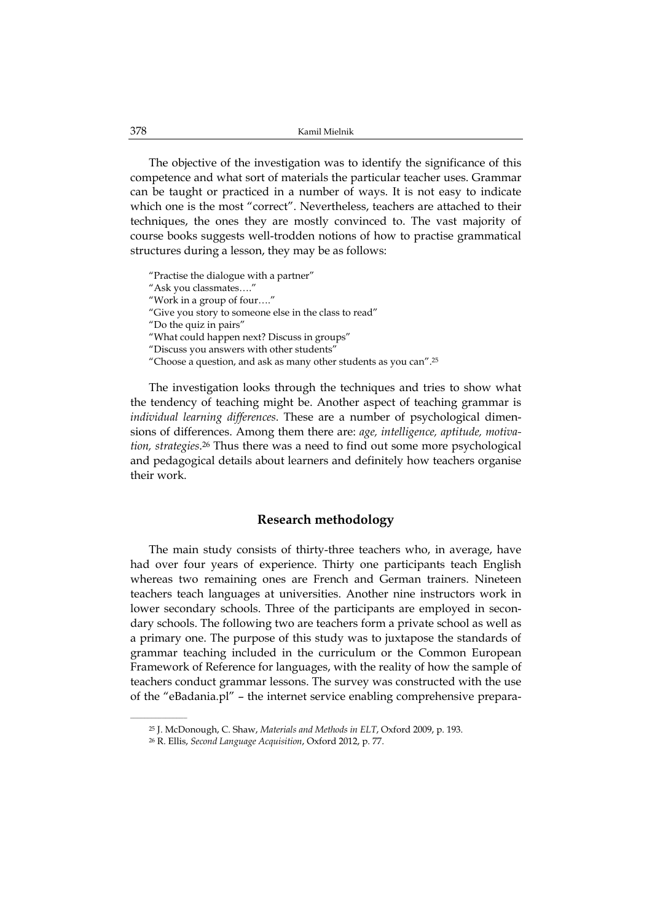The objective of the investigation was to identify the significance of this competence and what sort of materials the particular teacher uses. Grammar can be taught or practiced in a number of ways. It is not easy to indicate which one is the most "correct". Nevertheless, teachers are attached to their techniques, the ones they are mostly convinced to. The vast majority of course books suggests well-trodden notions of how to practise grammatical structures during a lesson, they may be as follows:

"Practise the dialogue with a partner"
"Ask you classmates…."
"Work in a group of four…."
"Give you story to someone else in the class to read"
"Do the quiz in pairs"
"What could happen next? Discuss in groups"
"Discuss you answers with other students"
"Choose a question, and ask as many other students as you can".[25]

The investigation looks through the techniques and tries to show what the tendency of teaching might be. Another aspect of teaching grammar is *individual learning differences*. These are a number of psychological dimensions of differences. Among them there are: *age, intelligence, aptitude, motivation, strategies*.[26] Thus there was a need to find out some more psychological and pedagogical details about learners and definitely how teachers organise their work.

## Research methodology

The main study consists of thirty-three teachers who, in average, have had over four years of experience. Thirty one participants teach English whereas two remaining ones are French and German trainers. Nineteen teachers teach languages at universities. Another nine instructors work in lower secondary schools. Three of the participants are employed in secondary schools. The following two are teachers form a private school as well as a primary one. The purpose of this study was to juxtapose the standards of grammar teaching included in the curriculum or the Common European Framework of Reference for languages, with the reality of how the sample of teachers conduct grammar lessons. The survey was constructed with the use of the "eBadania.pl" – the internet service enabling comprehensive prepara-

---

[25] J. McDonough, C. Shaw, *Materials and Methods in ELT*, Oxford 2009, p. 193.

[26] R. Ellis, *Second Language Acquisition*, Oxford 2012, p. 77.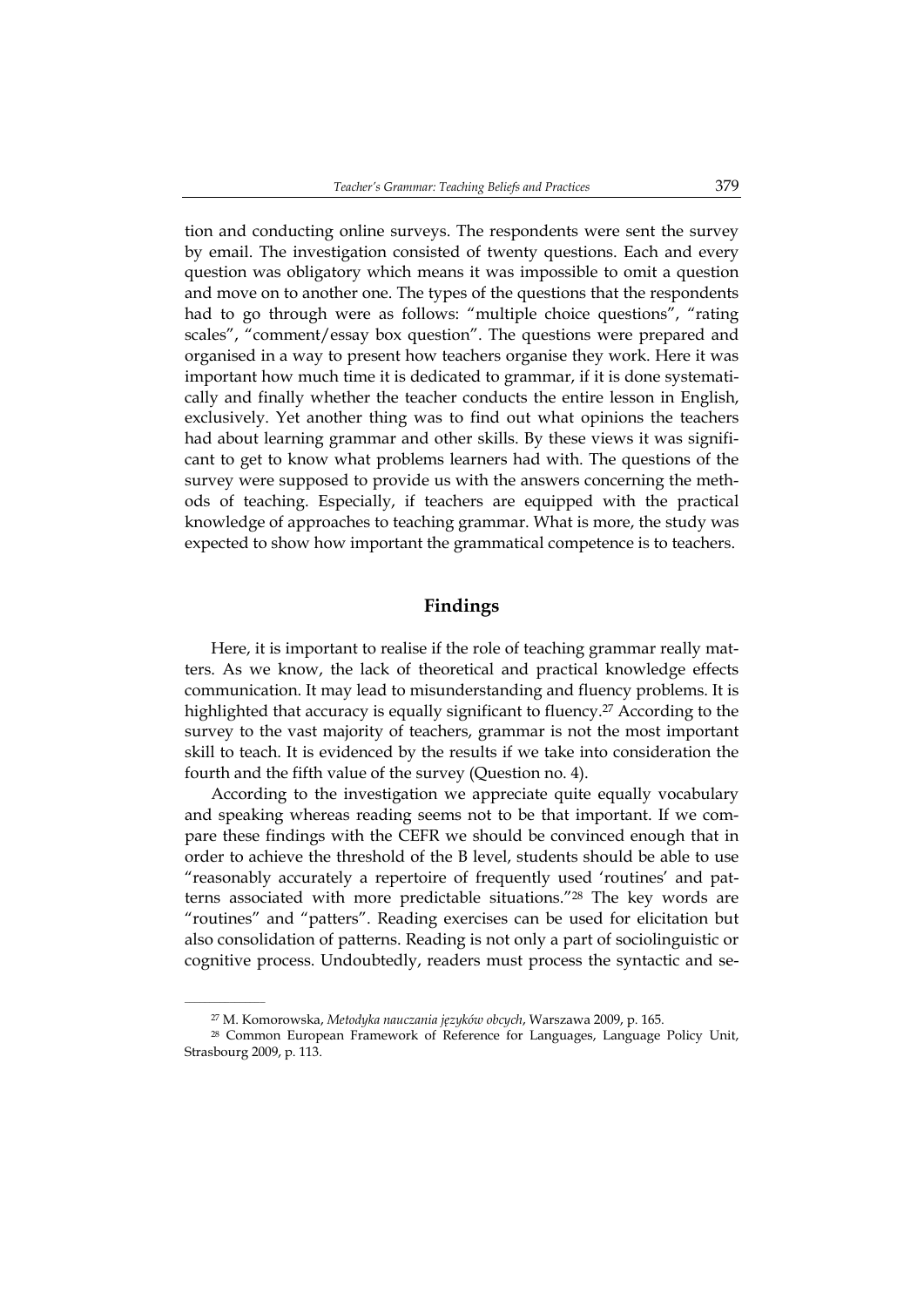tion and conducting online surveys. The respondents were sent the survey by email. The investigation consisted of twenty questions. Each and every question was obligatory which means it was impossible to omit a question and move on to another one. The types of the questions that the respondents had to go through were as follows: "multiple choice questions", "rating scales", "comment/essay box question". The questions were prepared and organised in a way to present how teachers organise they work. Here it was important how much time it is dedicated to grammar, if it is done systematically and finally whether the teacher conducts the entire lesson in English, exclusively. Yet another thing was to find out what opinions the teachers had about learning grammar and other skills. By these views it was significant to get to know what problems learners had with. The questions of the survey were supposed to provide us with the answers concerning the methods of teaching. Especially, if teachers are equipped with the practical knowledge of approaches to teaching grammar. What is more, the study was expected to show how important the grammatical competence is to teachers.

## Findings

Here, it is important to realise if the role of teaching grammar really matters. As we know, the lack of theoretical and practical knowledge effects communication. It may lead to misunderstanding and fluency problems. It is highlighted that accuracy is equally significant to fluency.[27] According to the survey to the vast majority of teachers, grammar is not the most important skill to teach. It is evidenced by the results if we take into consideration the fourth and the fifth value of the survey (Question no. 4).

According to the investigation we appreciate quite equally vocabulary and speaking whereas reading seems not to be that important. If we compare these findings with the CEFR we should be convinced enough that in order to achieve the threshold of the B level, students should be able to use "reasonably accurately a repertoire of frequently used 'routines' and patterns associated with more predictable situations."[28] The key words are "routines" and "patters". Reading exercises can be used for elicitation but also consolidation of patterns. Reading is not only a part of sociolinguistic or cognitive process. Undoubtedly, readers must process the syntactic and se-

---

[27] M. Komorowska, *Metodyka nauczania języków obcych*, Warszawa 2009, p. 165.

[28] Common European Framework of Reference for Languages, Language Policy Unit, Strasbourg 2009, p. 113.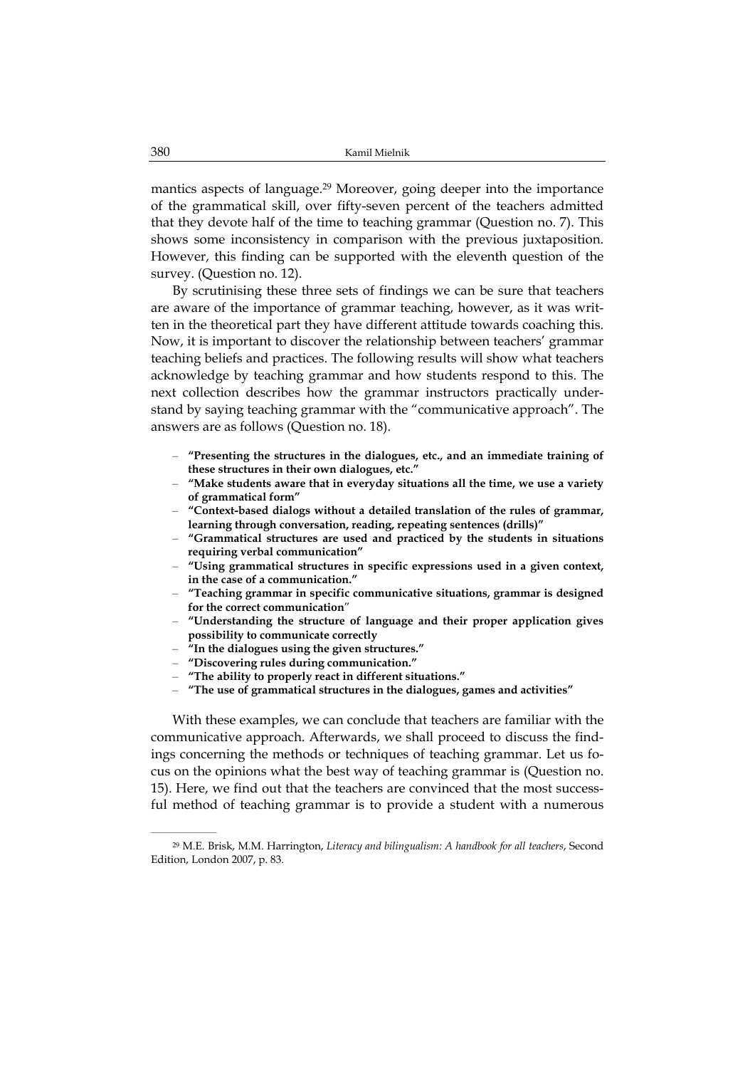mantics aspects of language.[29] Moreover, going deeper into the importance of the grammatical skill, over fifty-seven percent of the teachers admitted that they devote half of the time to teaching grammar (Question no. 7). This shows some inconsistency in comparison with the previous juxtaposition. However, this finding can be supported with the eleventh question of the survey. (Question no. 12).

By scrutinising these three sets of findings we can be sure that teachers are aware of the importance of grammar teaching, however, as it was written in the theoretical part they have different attitude towards coaching this. Now, it is important to discover the relationship between teachers' grammar teaching beliefs and practices. The following results will show what teachers acknowledge by teaching grammar and how students respond to this. The next collection describes how the grammar instructors practically understand by saying teaching grammar with the "communicative approach". The answers are as follows (Question no. 18).

- **"Presenting the structures in the dialogues, etc., and an immediate training of these structures in their own dialogues, etc."**
- **"Make students aware that in everyday situations all the time, we use a variety of grammatical form"**
- **"Context-based dialogs without a detailed translation of the rules of grammar, learning through conversation, reading, repeating sentences (drills)"**
- **"Grammatical structures are used and practiced by the students in situations requiring verbal communication"**
- **"Using grammatical structures in specific expressions used in a given context, in the case of a communication."**
- **"Teaching grammar in specific communicative situations, grammar is designed for the correct communication"**
- **"Understanding the structure of language and their proper application gives possibility to communicate correctly**
- **"In the dialogues using the given structures."**
- **"Discovering rules during communication."**
- **"The ability to properly react in different situations."**
- **"The use of grammatical structures in the dialogues, games and activities"**

With these examples, we can conclude that teachers are familiar with the communicative approach. Afterwards, we shall proceed to discuss the findings concerning the methods or techniques of teaching grammar. Let us focus on the opinions what the best way of teaching grammar is (Question no. 15). Here, we find out that the teachers are convinced that the most successful method of teaching grammar is to provide a student with a numerous

---

[29] M.E. Brisk, M.M. Harrington, *Literacy and bilingualism: A handbook for all teachers*, Second Edition, London 2007, p. 83.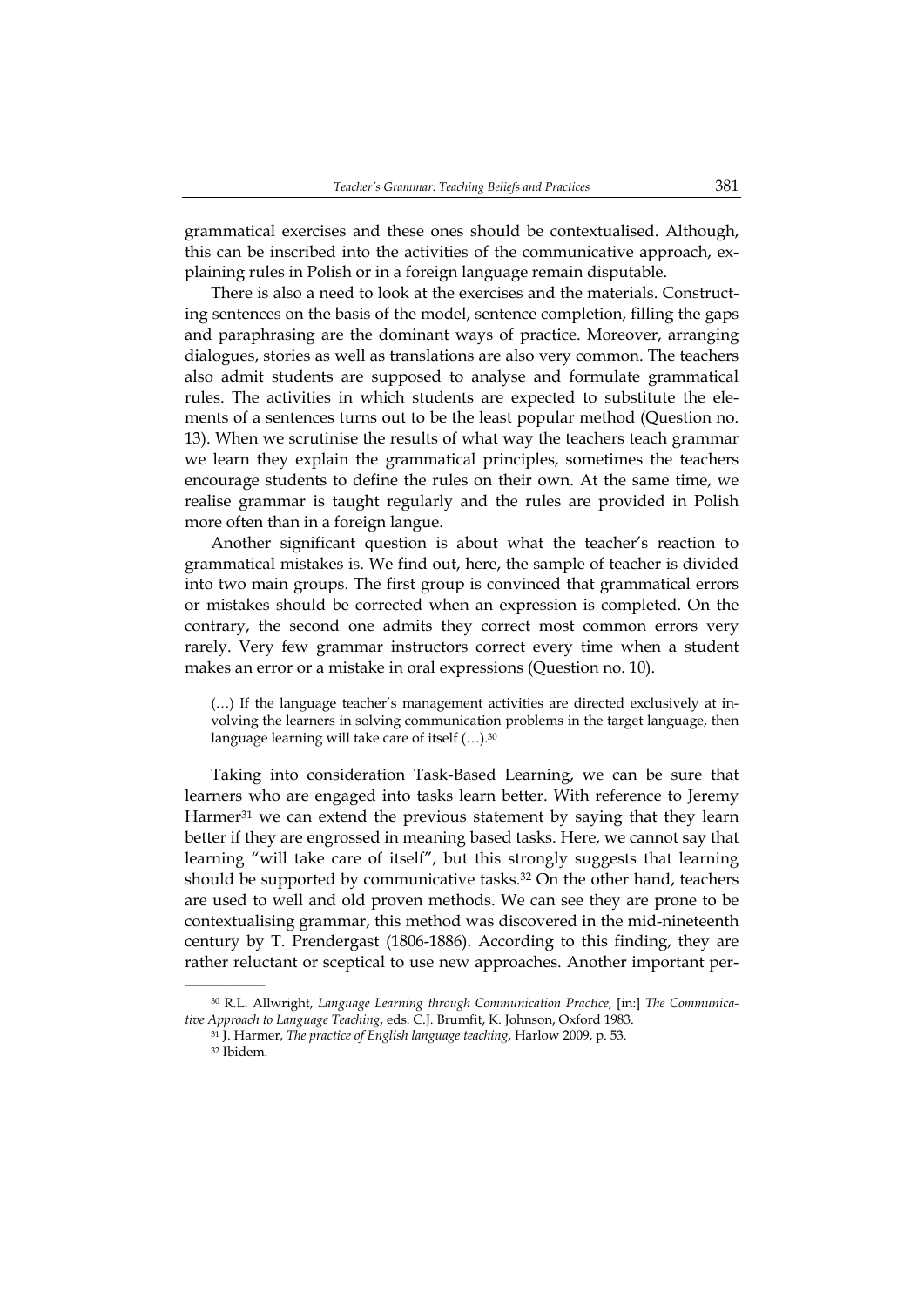grammatical exercises and these ones should be contextualised. Although, this can be inscribed into the activities of the communicative approach, explaining rules in Polish or in a foreign language remain disputable.

There is also a need to look at the exercises and the materials. Constructing sentences on the basis of the model, sentence completion, filling the gaps and paraphrasing are the dominant ways of practice. Moreover, arranging dialogues, stories as well as translations are also very common. The teachers also admit students are supposed to analyse and formulate grammatical rules. The activities in which students are expected to substitute the elements of a sentences turns out to be the least popular method (Question no. 13). When we scrutinise the results of what way the teachers teach grammar we learn they explain the grammatical principles, sometimes the teachers encourage students to define the rules on their own. At the same time, we realise grammar is taught regularly and the rules are provided in Polish more often than in a foreign langue.

Another significant question is about what the teacher's reaction to grammatical mistakes is. We find out, here, the sample of teacher is divided into two main groups. The first group is convinced that grammatical errors or mistakes should be corrected when an expression is completed. On the contrary, the second one admits they correct most common errors very rarely. Very few grammar instructors correct every time when a student makes an error or a mistake in oral expressions (Question no. 10).

> (…) If the language teacher's management activities are directed exclusively at involving the learners in solving communication problems in the target language, then language learning will take care of itself (…).[30]

Taking into consideration Task-Based Learning, we can be sure that learners who are engaged into tasks learn better. With reference to Jeremy Harmer[31] we can extend the previous statement by saying that they learn better if they are engrossed in meaning based tasks. Here, we cannot say that learning "will take care of itself", but this strongly suggests that learning should be supported by communicative tasks.[32] On the other hand, teachers are used to well and old proven methods. We can see they are prone to be contextualising grammar, this method was discovered in the mid-nineteenth century by T. Prendergast (1806-1886). According to this finding, they are rather reluctant or sceptical to use new approaches. Another important per-

---

[30] R.L. Allwright, *Language Learning through Communication Practice*, [in:] *The Communicative Approach to Language Teaching*, eds. C.J. Brumfit, K. Johnson, Oxford 1983.

[31] J. Harmer, *The practice of English language teaching*, Harlow 2009, p. 53.

[32] Ibidem.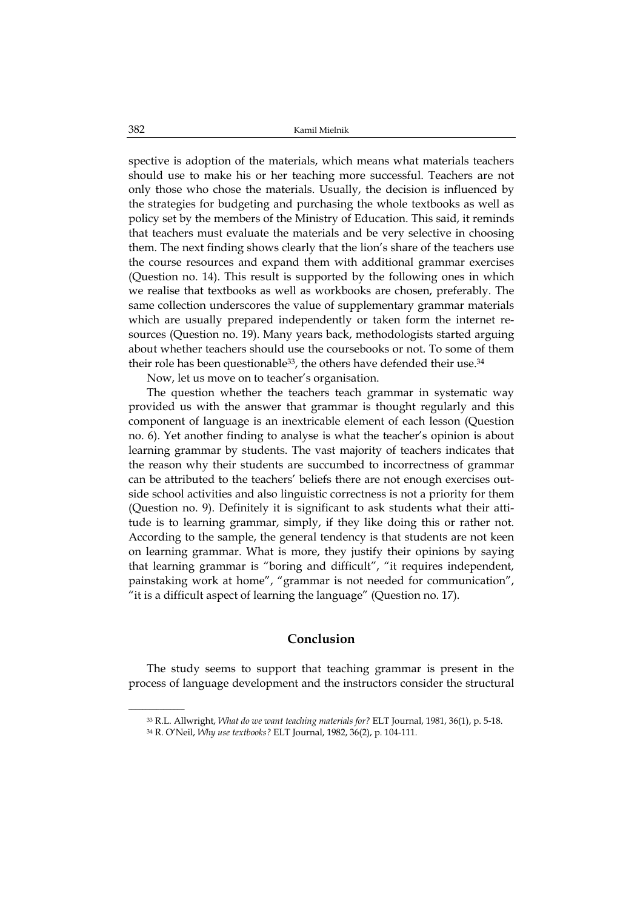spective is adoption of the materials, which means what materials teachers should use to make his or her teaching more successful. Teachers are not only those who chose the materials. Usually, the decision is influenced by the strategies for budgeting and purchasing the whole textbooks as well as policy set by the members of the Ministry of Education. This said, it reminds that teachers must evaluate the materials and be very selective in choosing them. The next finding shows clearly that the lion's share of the teachers use the course resources and expand them with additional grammar exercises (Question no. 14). This result is supported by the following ones in which we realise that textbooks as well as workbooks are chosen, preferably. The same collection underscores the value of supplementary grammar materials which are usually prepared independently or taken form the internet resources (Question no. 19). Many years back, methodologists started arguing about whether teachers should use the coursebooks or not. To some of them their role has been questionable[33], the others have defended their use.[34]

Now, let us move on to teacher's organisation.

The question whether the teachers teach grammar in systematic way provided us with the answer that grammar is thought regularly and this component of language is an inextricable element of each lesson (Question no. 6). Yet another finding to analyse is what the teacher's opinion is about learning grammar by students. The vast majority of teachers indicates that the reason why their students are succumbed to incorrectness of grammar can be attributed to the teachers' beliefs there are not enough exercises outside school activities and also linguistic correctness is not a priority for them (Question no. 9). Definitely it is significant to ask students what their attitude is to learning grammar, simply, if they like doing this or rather not. According to the sample, the general tendency is that students are not keen on learning grammar. What is more, they justify their opinions by saying that learning grammar is "boring and difficult", "it requires independent, painstaking work at home", "grammar is not needed for communication", "it is a difficult aspect of learning the language" (Question no. 17).

## Conclusion

The study seems to support that teaching grammar is present in the process of language development and the instructors consider the structural

---

[33] R.L. Allwright, *What do we want teaching materials for?* ELT Journal, 1981, 36(1), p. 5-18.

[34] R. O'Neil, *Why use textbooks?* ELT Journal, 1982, 36(2), p. 104-111.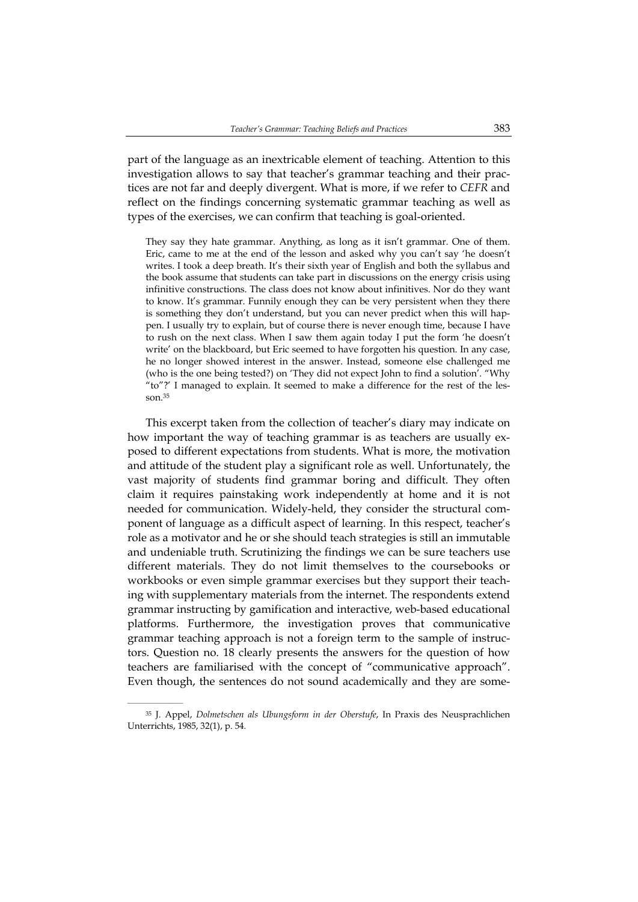part of the language as an inextricable element of teaching. Attention to this investigation allows to say that teacher's grammar teaching and their practices are not far and deeply divergent. What is more, if we refer to *CEFR* and reflect on the findings concerning systematic grammar teaching as well as types of the exercises, we can confirm that teaching is goal-oriented.

> They say they hate grammar. Anything, as long as it isn't grammar. One of them. Eric, came to me at the end of the lesson and asked why you can't say 'he doesn't writes. I took a deep breath. It's their sixth year of English and both the syllabus and the book assume that students can take part in discussions on the energy crisis using infinitive constructions. The class does not know about infinitives. Nor do they want to know. It's grammar. Funnily enough they can be very persistent when they there is something they don't understand, but you can never predict when this will happen. I usually try to explain, but of course there is never enough time, because I have to rush on the next class. When I saw them again today I put the form 'he doesn't write' on the blackboard, but Eric seemed to have forgotten his question. In any case, he no longer showed interest in the answer. Instead, someone else challenged me (who is the one being tested?) on 'They did not expect John to find a solution'. "Why "to"?' I managed to explain. It seemed to make a difference for the rest of the lesson.[35]

This excerpt taken from the collection of teacher's diary may indicate on how important the way of teaching grammar is as teachers are usually exposed to different expectations from students. What is more, the motivation and attitude of the student play a significant role as well. Unfortunately, the vast majority of students find grammar boring and difficult. They often claim it requires painstaking work independently at home and it is not needed for communication. Widely-held, they consider the structural component of language as a difficult aspect of learning. In this respect, teacher's role as a motivator and he or she should teach strategies is still an immutable and undeniable truth. Scrutinizing the findings we can be sure teachers use different materials. They do not limit themselves to the coursebooks or workbooks or even simple grammar exercises but they support their teaching with supplementary materials from the internet. The respondents extend grammar instructing by gamification and interactive, web-based educational platforms. Furthermore, the investigation proves that communicative grammar teaching approach is not a foreign term to the sample of instructors. Question no. 18 clearly presents the answers for the question of how teachers are familiarised with the concept of "communicative approach". Even though, the sentences do not sound academically and they are some-

---

[35] J. Appel, *Dolmetschen als Ubungsform in der Oberstufe*, In Praxis des Neusprachlichen Unterrichts, 1985, 32(1), p. 54.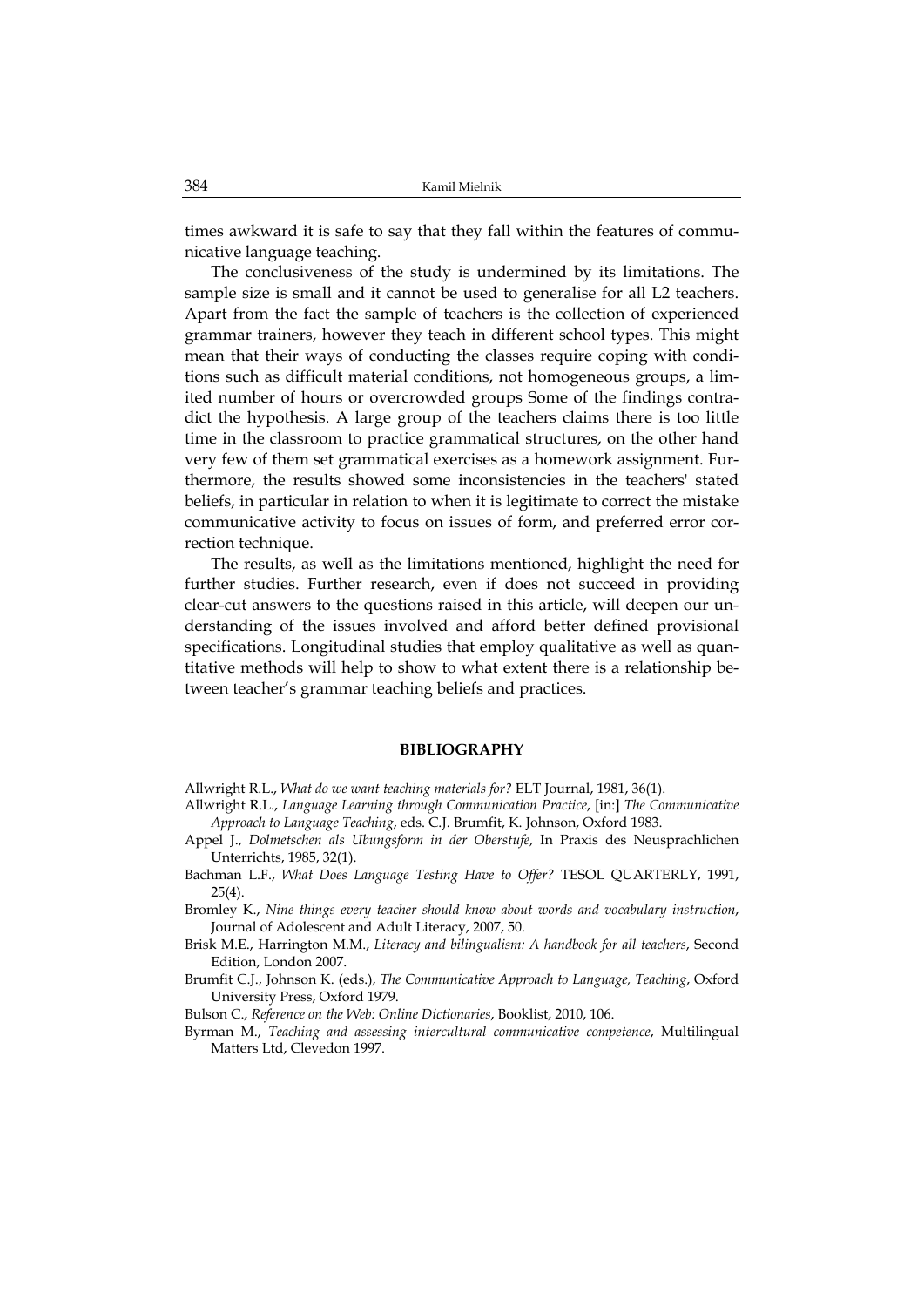times awkward it is safe to say that they fall within the features of communicative language teaching.

The conclusiveness of the study is undermined by its limitations. The sample size is small and it cannot be used to generalise for all L2 teachers. Apart from the fact the sample of teachers is the collection of experienced grammar trainers, however they teach in different school types. This might mean that their ways of conducting the classes require coping with conditions such as difficult material conditions, not homogeneous groups, a limited number of hours or overcrowded groups Some of the findings contradict the hypothesis. A large group of the teachers claims there is too little time in the classroom to practice grammatical structures, on the other hand very few of them set grammatical exercises as a homework assignment. Furthermore, the results showed some inconsistencies in the teachers' stated beliefs, in particular in relation to when it is legitimate to correct the mistake communicative activity to focus on issues of form, and preferred error correction technique.

The results, as well as the limitations mentioned, highlight the need for further studies. Further research, even if does not succeed in providing clear-cut answers to the questions raised in this article, will deepen our understanding of the issues involved and afford better defined provisional specifications. Longitudinal studies that employ qualitative as well as quantitative methods will help to show to what extent there is a relationship between teacher's grammar teaching beliefs and practices.

## BIBLIOGRAPHY

Allwright R.L., *What do we want teaching materials for?* ELT Journal, 1981, 36(1).

Allwright R.L., *Language Learning through Communication Practice*, [in:] *The Communicative Approach to Language Teaching*, eds. C.J. Brumfit, K. Johnson, Oxford 1983.

Appel J., *Dolmetschen als Ubungsform in der Oberstufe*, In Praxis des Neusprachlichen Unterrichts, 1985, 32(1).

Bachman L.F., *What Does Language Testing Have to Offer?* TESOL QUARTERLY, 1991, 25(4).

Bromley K., *Nine things every teacher should know about words and vocabulary instruction*, Journal of Adolescent and Adult Literacy, 2007, 50.

Brisk M.E., Harrington M.M., *Literacy and bilingualism: A handbook for all teachers*, Second Edition, London 2007.

Brumfit C.J., Johnson K. (eds.), *The Communicative Approach to Language, Teaching*, Oxford University Press, Oxford 1979.

Bulson C., *Reference on the Web: Online Dictionaries*, Booklist, 2010, 106.

Byrman M., *Teaching and assessing intercultural communicative competence*, Multilingual Matters Ltd, Clevedon 1997.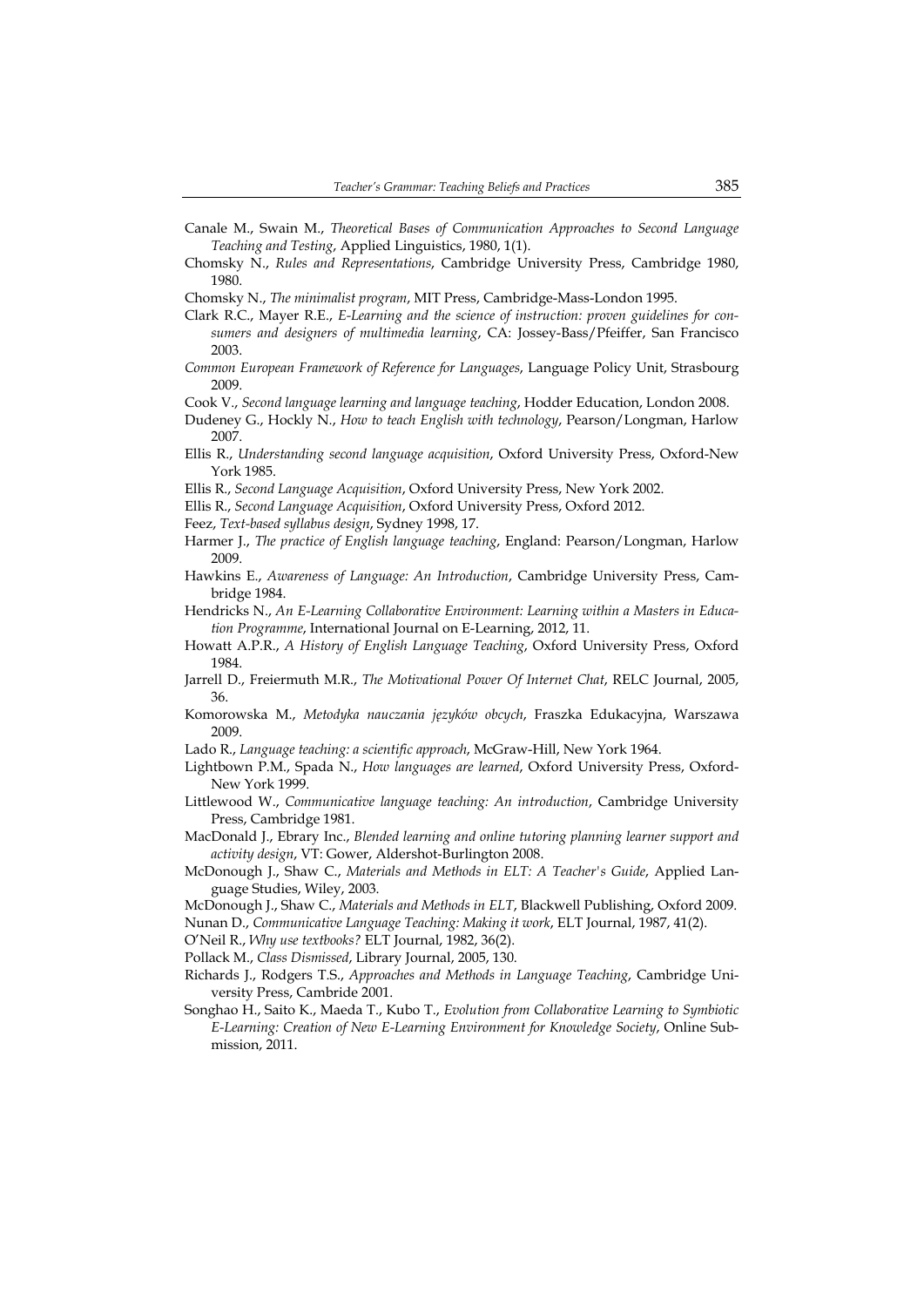Canale M., Swain M., *Theoretical Bases of Communication Approaches to Second Language Teaching and Testing*, Applied Linguistics, 1980, 1(1).

Chomsky N., *Rules and Representations*, Cambridge University Press, Cambridge 1980, 1980.

Chomsky N., *The minimalist program*, MIT Press, Cambridge-Mass-London 1995.

Clark R.C., Mayer R.E., *E-Learning and the science of instruction: proven guidelines for consumers and designers of multimedia learning*, CA: Jossey-Bass/Pfeiffer, San Francisco 2003.

*Common European Framework of Reference for Languages*, Language Policy Unit, Strasbourg 2009.

Cook V., *Second language learning and language teaching*, Hodder Education, London 2008.

Dudeney G., Hockly N., *How to teach English with technology*, Pearson/Longman, Harlow 2007.

Ellis R., *Understanding second language acquisition*, Oxford University Press, Oxford-New York 1985.

Ellis R., *Second Language Acquisition*, Oxford University Press, New York 2002.

Ellis R., *Second Language Acquisition*, Oxford University Press, Oxford 2012.

Feez, *Text-based syllabus design*, Sydney 1998, 17.

Harmer J., *The practice of English language teaching*, England: Pearson/Longman, Harlow 2009.

Hawkins E., *Awareness of Language: An Introduction*, Cambridge University Press, Cambridge 1984.

Hendricks N., *An E-Learning Collaborative Environment: Learning within a Masters in Education Programme*, International Journal on E-Learning, 2012, 11.

Howatt A.P.R., *A History of English Language Teaching*, Oxford University Press, Oxford 1984.

Jarrell D., Freiermuth M.R., *The Motivational Power Of Internet Chat*, RELC Journal, 2005, 36.

Komorowska M., *Metodyka nauczania języków obcych*, Fraszka Edukacyjna, Warszawa 2009.

Lado R., *Language teaching: a scientific approach*, McGraw-Hill, New York 1964.

Lightbown P.M., Spada N., *How languages are learned*, Oxford University Press, Oxford-New York 1999.

Littlewood W., *Communicative language teaching: An introduction*, Cambridge University Press, Cambridge 1981.

MacDonald J., Ebrary Inc., *Blended learning and online tutoring planning learner support and activity design*, VT: Gower, Aldershot-Burlington 2008.

McDonough J., Shaw C., *Materials and Methods in ELT: A Teacher's Guide*, Applied Language Studies, Wiley, 2003.

McDonough J., Shaw C., *Materials and Methods in ELT*, Blackwell Publishing, Oxford 2009.

Nunan D., *Communicative Language Teaching: Making it work*, ELT Journal, 1987, 41(2).

O'Neil R., *Why use textbooks?* ELT Journal, 1982, 36(2).

Pollack M., *Class Dismissed*, Library Journal, 2005, 130.

Richards J., Rodgers T.S., *Approaches and Methods in Language Teaching*, Cambridge University Press, Cambride 2001.

Songhao H., Saito K., Maeda T., Kubo T., *Evolution from Collaborative Learning to Symbiotic E-Learning: Creation of New E-Learning Environment for Knowledge Society*, Online Submission, 2011.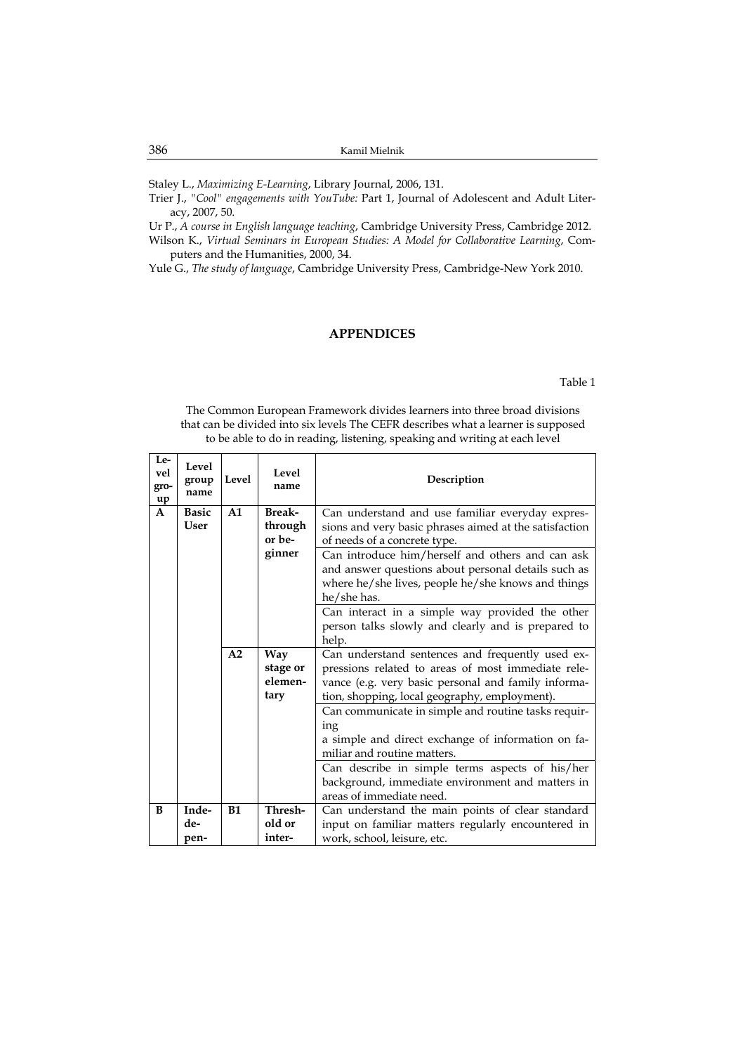Staley L., *Maximizing E-Learning*, Library Journal, 2006, 131.

Trier J., *"Cool" engagements with YouTube:* Part 1, Journal of Adolescent and Adult Literacy, 2007, 50.

Ur P., *A course in English language teaching*, Cambridge University Press, Cambridge 2012.

Wilson K., *Virtual Seminars in European Studies: A Model for Collaborative Learning*, Computers and the Humanities, 2000, 34.

Yule G., *The study of language*, Cambridge University Press, Cambridge-New York 2010.

## APPENDICES

Table 1

The Common European Framework divides learners into three broad divisions that can be divided into six levels The CEFR describes what a learner is supposed to be able to do in reading, listening, speaking and writing at each level

| Level group | Level group name | Level | Level name | Description |
|---|---|---|---|---|
| **A** | **Basic User** | **A1** | **Breakthrough or beginner** | Can understand and use familiar everyday expressions and very basic phrases aimed at the satisfaction of needs of a concrete type. |
| | | | | Can introduce him/herself and others and can ask and answer questions about personal details such as where he/she lives, people he/she knows and things he/she has. |
| | | | | Can interact in a simple way provided the other person talks slowly and clearly and is prepared to help. |
| | | **A2** | **Way stage or elementary** | Can understand sentences and frequently used expressions related to areas of most immediate relevance (e.g. very basic personal and family information, shopping, local geography, employment). |
| | | | | Can communicate in simple and routine tasks requiring a simple and direct exchange of information on familiar and routine matters. |
| | | | | Can describe in simple terms aspects of his/her background, immediate environment and matters in areas of immediate need. |
| **B** | **Independen-** | **B1** | **Threshold or inter-** | Can understand the main points of clear standard input on familiar matters regularly encountered in work, school, leisure, etc. |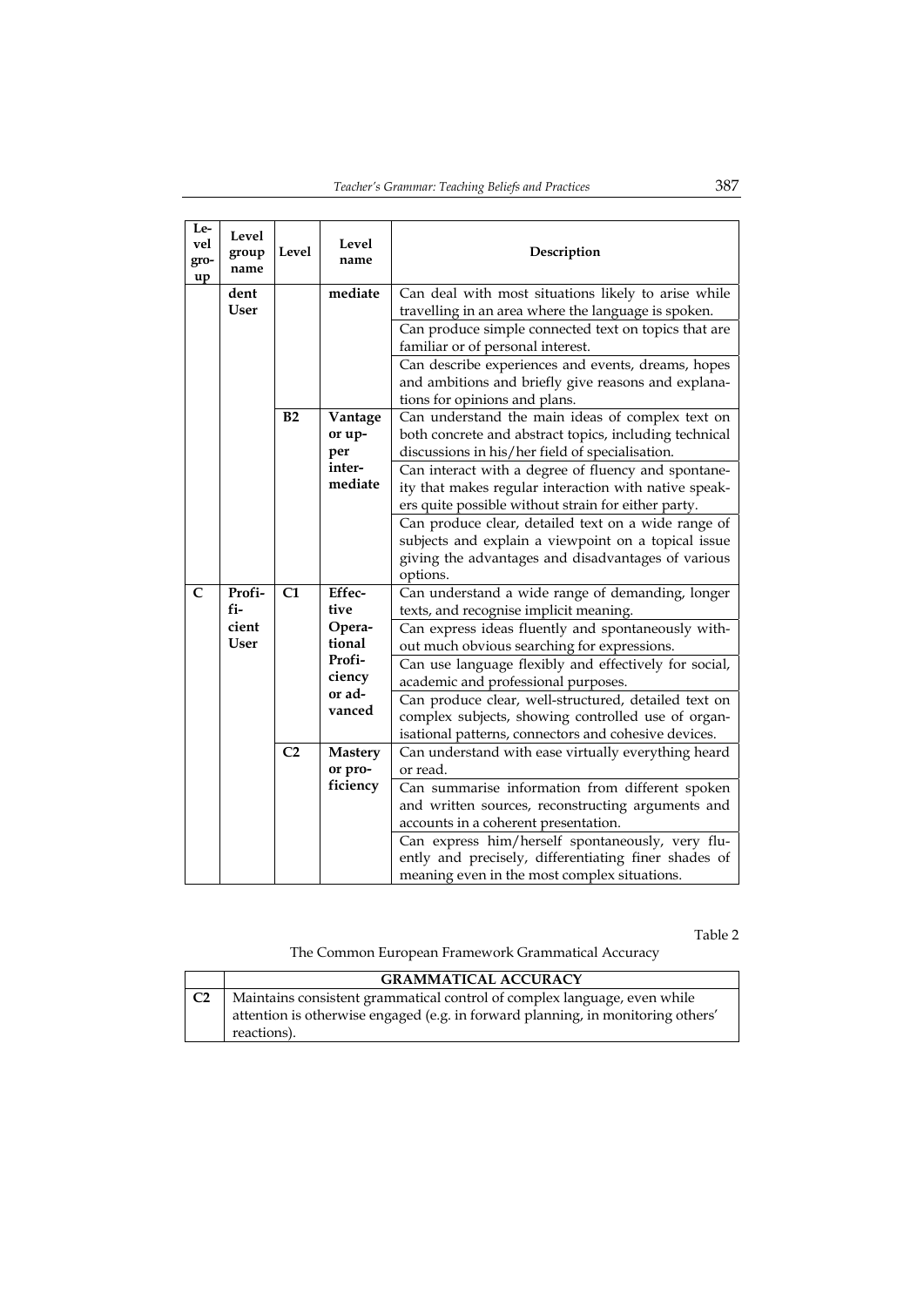| Level group | Level group name | Level | Level name | Description |
|---|---|---|---|---|
| | dent User | | mediate | Can deal with most situations likely to arise while travelling in an area where the language is spoken. |
| | | | | Can produce simple connected text on topics that are familiar or of personal interest. |
| | | | | Can describe experiences and events, dreams, hopes and ambitions and briefly give reasons and explanations for opinions and plans. |
| | | B2 | Vantage or upper intermediate | Can understand the main ideas of complex text on both concrete and abstract topics, including technical discussions in his/her field of specialisation. |
| | | | | Can interact with a degree of fluency and spontaneity that makes regular interaction with native speakers quite possible without strain for either party. |
| | | | | Can produce clear, detailed text on a wide range of subjects and explain a viewpoint on a topical issue giving the advantages and disadvantages of various options. |
| C | Proficient User | C1 | Effective Operational Proficiency or advanced | Can understand a wide range of demanding, longer texts, and recognise implicit meaning. |
| | | | | Can express ideas fluently and spontaneously without much obvious searching for expressions. |
| | | | | Can use language flexibly and effectively for social, academic and professional purposes. |
| | | | | Can produce clear, well-structured, detailed text on complex subjects, showing controlled use of organisational patterns, connectors and cohesive devices. |
| | | C2 | Mastery or proficiency | Can understand with ease virtually everything heard or read. |
| | | | | Can summarise information from different spoken and written sources, reconstructing arguments and accounts in a coherent presentation. |
| | | | | Can express him/herself spontaneously, very fluently and precisely, differentiating finer shades of meaning even in the most complex situations. |

Table 2

The Common European Framework Grammatical Accuracy

| | **GRAMMATICAL ACCURACY** |
|---|---|
| **C2** | Maintains consistent grammatical control of complex language, even while attention is otherwise engaged (e.g. in forward planning, in monitoring others' reactions). |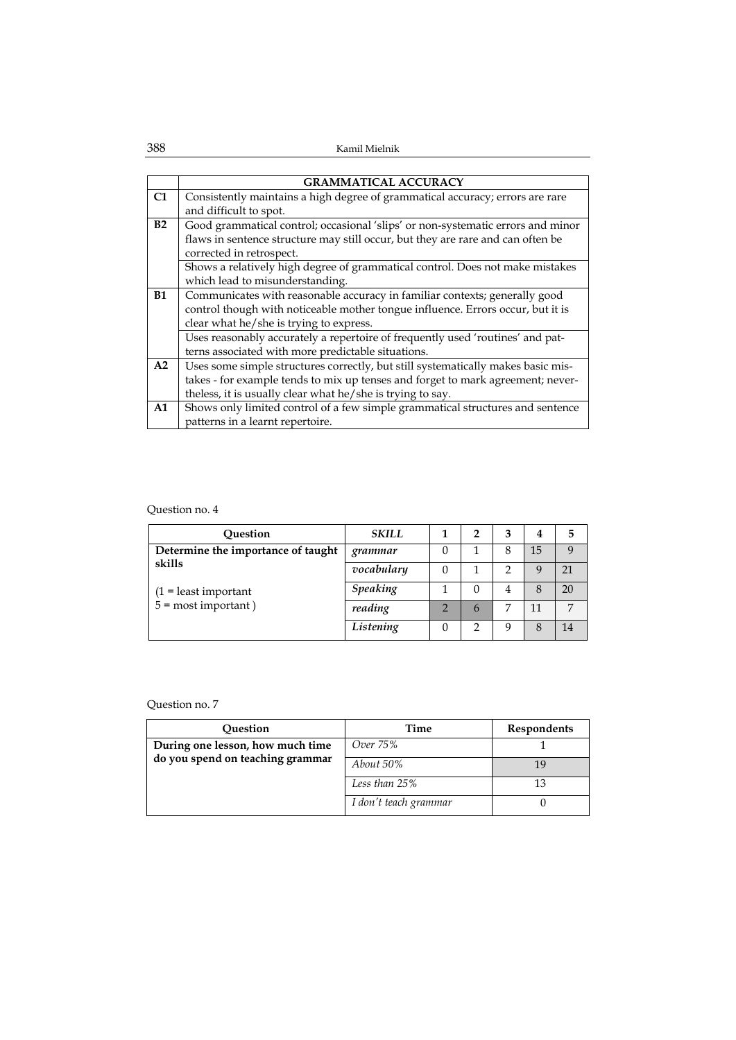|  | **GRAMMATICAL ACCURACY** |
|---|---|
| **C1** | Consistently maintains a high degree of grammatical accuracy; errors are rare and difficult to spot. |
| **B2** | Good grammatical control; occasional 'slips' or non-systematic errors and minor flaws in sentence structure may still occur, but they are rare and can often be corrected in retrospect. |
|  | Shows a relatively high degree of grammatical control. Does not make mistakes which lead to misunderstanding. |
| **B1** | Communicates with reasonable accuracy in familiar contexts; generally good control though with noticeable mother tongue influence. Errors occur, but it is clear what he/she is trying to express. |
|  | Uses reasonably accurately a repertoire of frequently used 'routines' and patterns associated with more predictable situations. |
| **A2** | Uses some simple structures correctly, but still systematically makes basic mistakes - for example tends to mix up tenses and forget to mark agreement; nevertheless, it is usually clear what he/she is trying to say. |
| **A1** | Shows only limited control of a few simple grammatical structures and sentence patterns in a learnt repertoire. |

Question no. 4

| **Question** | ***SKILL*** | **1** | **2** | **3** | **4** | **5** |
|---|---|---|---|---|---|---|
| **Determine the importance of taught skills** | *grammar* | 0 | 1 | 8 | 15 | 9 |
|  | *vocabulary* | 0 | 1 | 2 | 9 | 21 |
| (1 = least important | *Speaking* | 1 | 0 | 4 | 8 | 20 |
| 5 = most important ) | *reading* | 2 | 6 | 7 | 11 | 7 |
|  | *Listening* | 0 | 2 | 9 | 8 | 14 |

Question no. 7

| **Question** | **Time** | **Respondents** |
|---|---|---|
| **During one lesson, how much time do you spend on teaching grammar** | *Over 75%* | 1 |
|  | *About 50%* | 19 |
|  | *Less than 25%* | 13 |
|  | *I don't teach grammar* | 0 |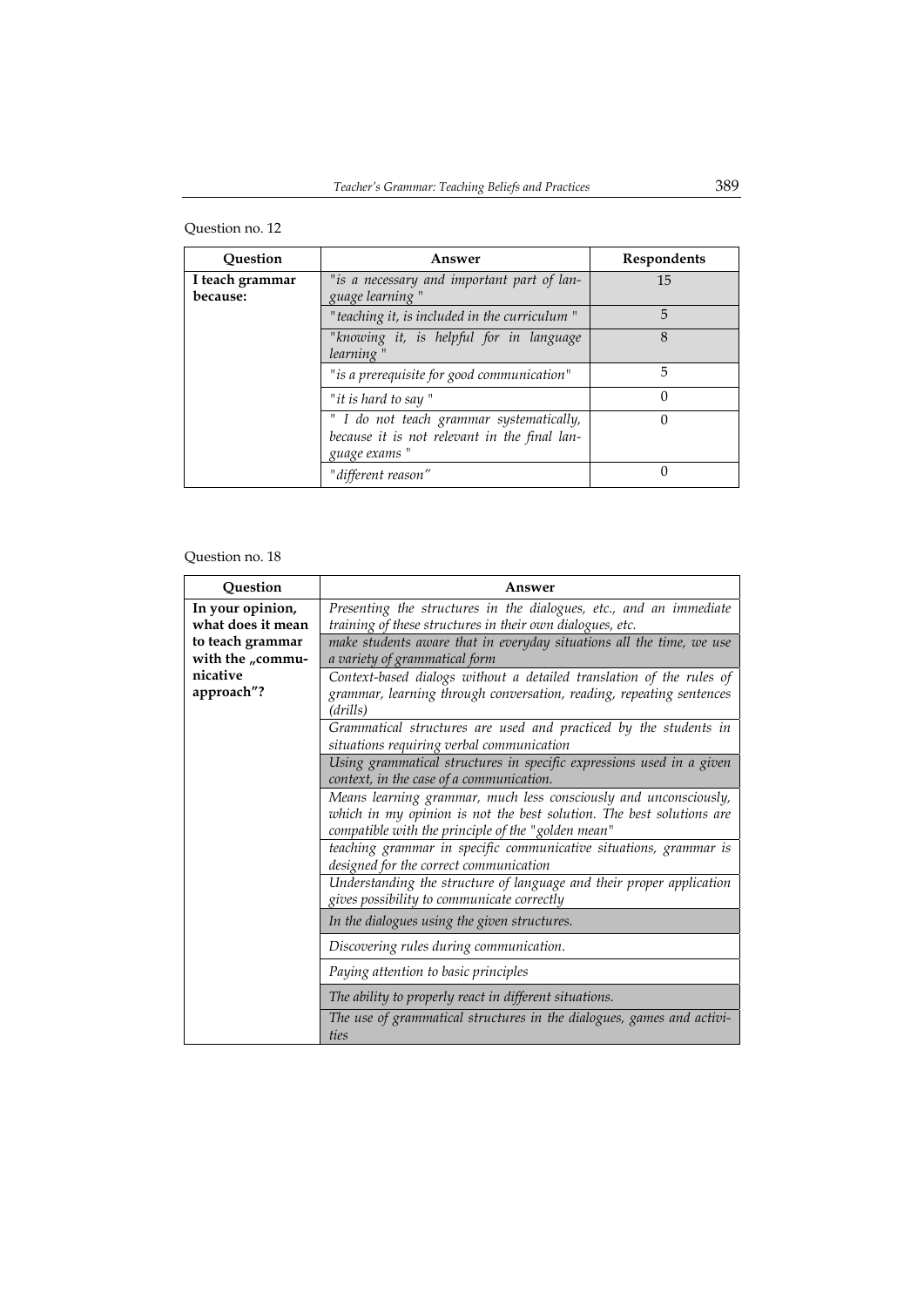Question no. 12

| Question | Answer | Respondents |
|---|---|---|
| **I teach grammar because:** | *"is a necessary and important part of language learning "* | 15 |
| | *"teaching it, is included in the curriculum "* | 5 |
| | *"knowing it, is helpful for in language learning "* | 8 |
| | *"is a prerequisite for good communication"* | 5 |
| | *"it is hard to say "* | 0 |
| | *" I do not teach grammar systematically, because it is not relevant in the final language exams "* | 0 |
| | *"different reason"* | 0 |

Question no. 18

| Question | Answer |
|---|---|
| **In your opinion, what does it mean to teach grammar with the „communicative approach"?** | *Presenting the structures in the dialogues, etc., and an immediate training of these structures in their own dialogues, etc.* |
| | *make students aware that in everyday situations all the time, we use a variety of grammatical form* |
| | *Context-based dialogs without a detailed translation of the rules of grammar, learning through conversation, reading, repeating sentences (drills)* |
| | *Grammatical structures are used and practiced by the students in situations requiring verbal communication* |
| | *Using grammatical structures in specific expressions used in a given context, in the case of a communication.* |
| | *Means learning grammar, much less consciously and unconsciously, which in my opinion is not the best solution. The best solutions are compatible with the principle of the "golden mean"* |
| | *teaching grammar in specific communicative situations, grammar is designed for the correct communication* |
| | *Understanding the structure of language and their proper application gives possibility to communicate correctly* |
| | *In the dialogues using the given structures.* |
| | *Discovering rules during communication.* |
| | *Paying attention to basic principles* |
| | *The ability to properly react in different situations.* |
| | *The use of grammatical structures in the dialogues, games and activities* |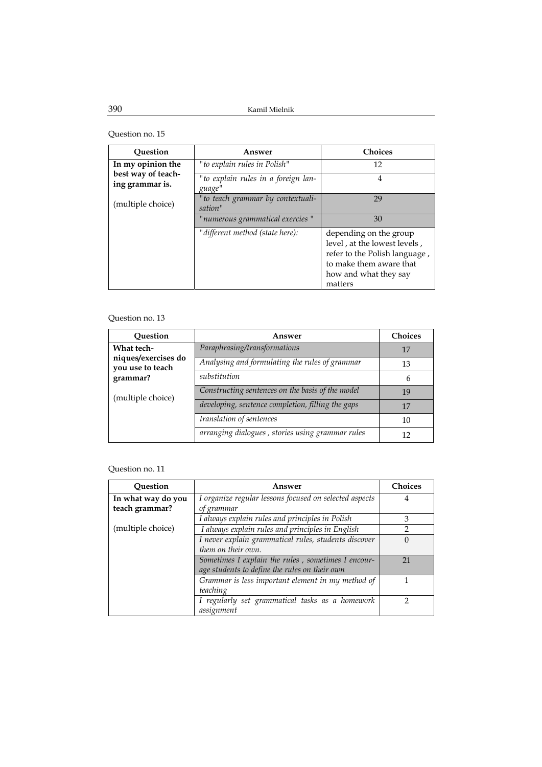Question no. 15

| Question | Answer | Choices |
|---|---|---|
| **In my opinion the best way of teaching grammar is.** | *"to explain rules in Polish"* | 12 |
| | *"to explain rules in a foreign language"* | 4 |
| (multiple choice) | *"to teach grammar by contextualisation"* | 29 |
| | *"numerous grammatical exercises "* | 30 |
| | *"different method (state here):* | depending on the group level , at the lowest levels , refer to the Polish language , to make them aware that how and what they say matters |

Question no. 13

| Question | Answer | Choices |
|---|---|---|
| **What techniques/exercises do you use to teach grammar?** | *Paraphrasing/transformations* | 17 |
| | *Analysing and formulating the rules of grammar* | 13 |
| | *substitution* | 6 |
| (multiple choice) | *Constructing sentences on the basis of the model* | 19 |
| | *developing, sentence completion, filling the gaps* | 17 |
| | *translation of sentences* | 10 |
| | *arranging dialogues , stories using grammar rules* | 12 |

Question no. 11

| Question | Answer | Choices |
|---|---|---|
| **In what way do you teach grammar?** | *I organize regular lessons focused on selected aspects of grammar* | 4 |
| | *I always explain rules and principles in Polish* | 3 |
| (multiple choice) | *I always explain rules and principles in English* | 2 |
| | *I never explain grammatical rules, students discover them on their own.* | 0 |
| | *Sometimes I explain the rules , sometimes I encourage students to define the rules on their own* | 21 |
| | *Grammar is less important element in my method of teaching* | 1 |
| | *I regularly set grammatical tasks as a homework assignment* | 2 |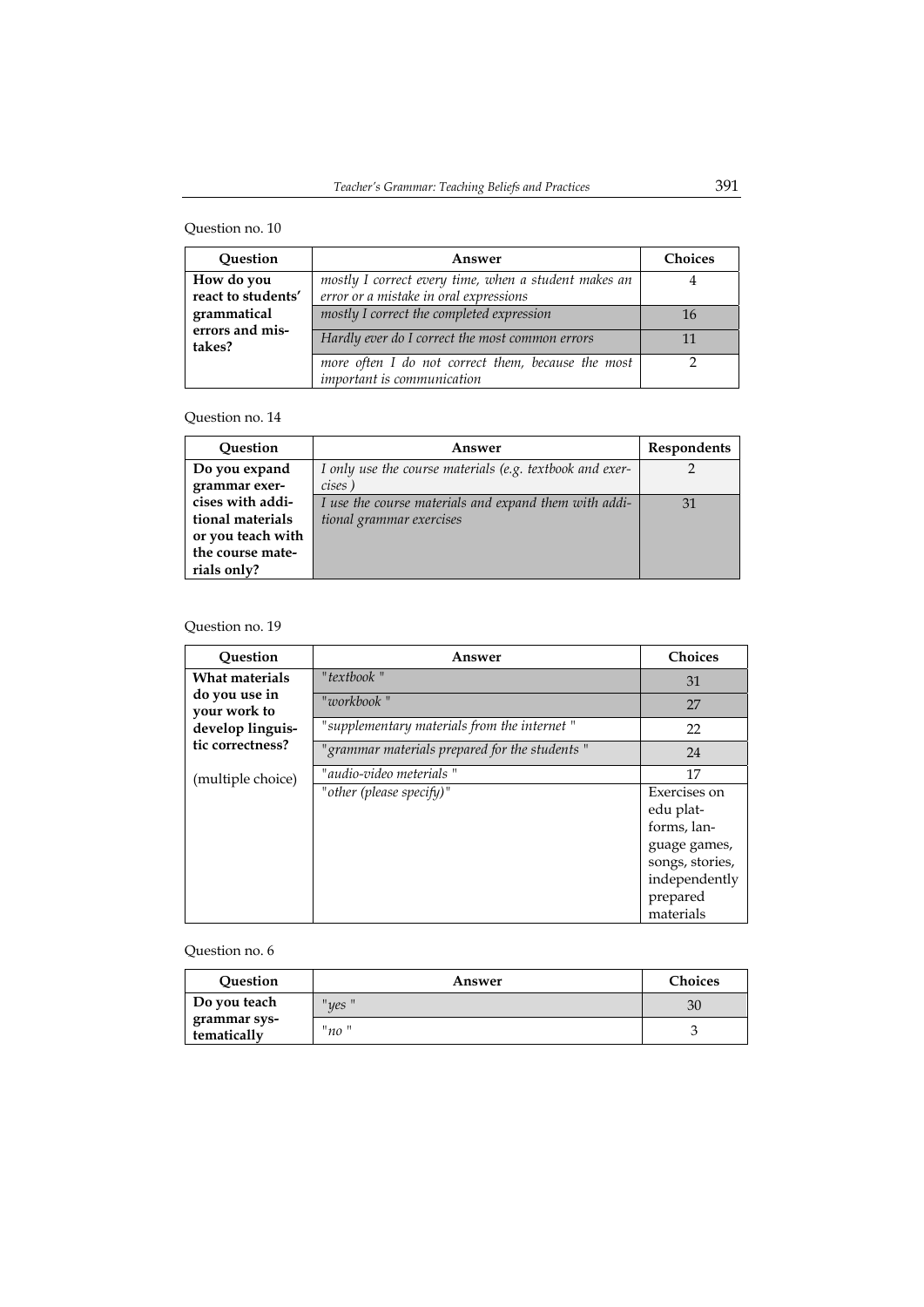Question no. 10

| Question | Answer | Choices |
|---|---|---|
| **How do you react to students' grammatical errors and mistakes?** | *mostly I correct every time, when a student makes an error or a mistake in oral expressions* | 4 |
| | *mostly I correct the completed expression* | 16 |
| | *Hardly ever do I correct the most common errors* | 11 |
| | *more often I do not correct them, because the most important is communication* | 2 |

Question no. 14

| Question | Answer | Respondents |
|---|---|---|
| **Do you expand grammar exercises with additional materials or you teach with the course materials only?** | *I only use the course materials (e.g. textbook and exercises )* | 2 |
| | *I use the course materials and expand them with additional grammar exercises* | 31 |

Question no. 19

| Question | Answer | Choices |
|---|---|---|
| **What materials do you use in your work to develop linguistic correctness?** | *"textbook "* | 31 |
| | *"workbook "* | 27 |
| | *"supplementary materials from the internet "* | 22 |
| | *"grammar materials prepared for the students "* | 24 |
| (multiple choice) | *"audio-video meterials "* | 17 |
| | *"other (please specify)"* | Exercises on edu platforms, language games, songs, stories, independently prepared materials |

Question no. 6

| Question | Answer | Choices |
|---|---|---|
| **Do you teach grammar systematically** | *"yes "* | 30 |
| | *"no "* | 3 |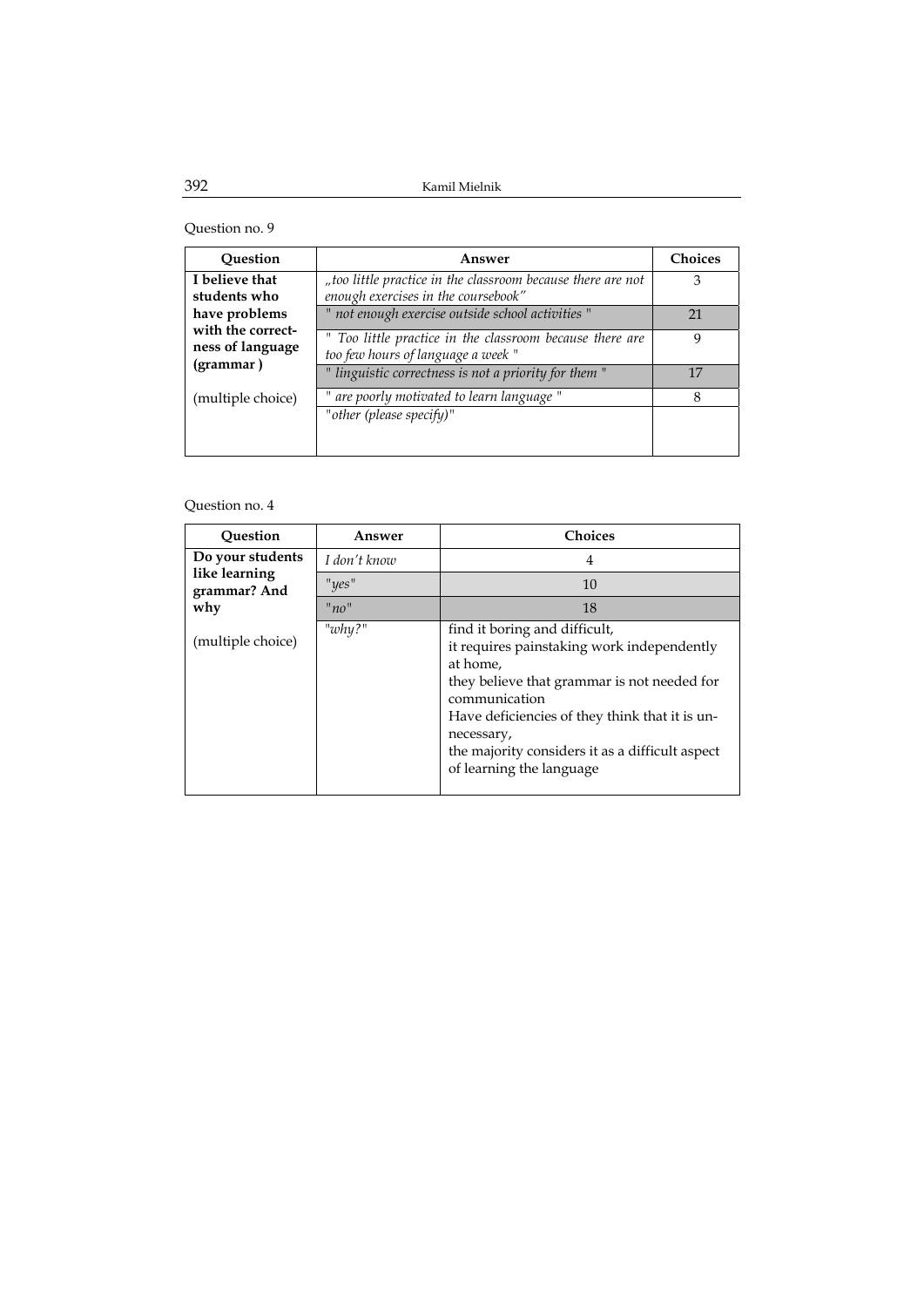Question no. 9

| Question | Answer | Choices |
|---|---|---|
| **I believe that students who have problems with the correctness of language (grammar )** (multiple choice) | *„too little practice in the classroom because there are not enough exercises in the coursebook"* | 3 |
| | *" not enough exercise outside school activities "* | 21 |
| | *" Too little practice in the classroom because there are too few hours of language a week "* | 9 |
| | *" linguistic correctness is not a priority for them "* | 17 |
| | *" are poorly motivated to learn language "* | 8 |
| | *"other (please specify)"* | |

Question no. 4

| Question | Answer | Choices |
|---|---|---|
| **Do your students like learning grammar? And why** (multiple choice) | *I don't know* | 4 |
| | *"yes"* | 10 |
| | *"no"* | 18 |
| | *"why?"* | find it boring and difficult, it requires painstaking work independently at home, they believe that grammar is not needed for communication Have deficiencies of they think that it is unnecessary, the majority considers it as a difficult aspect of learning the language |